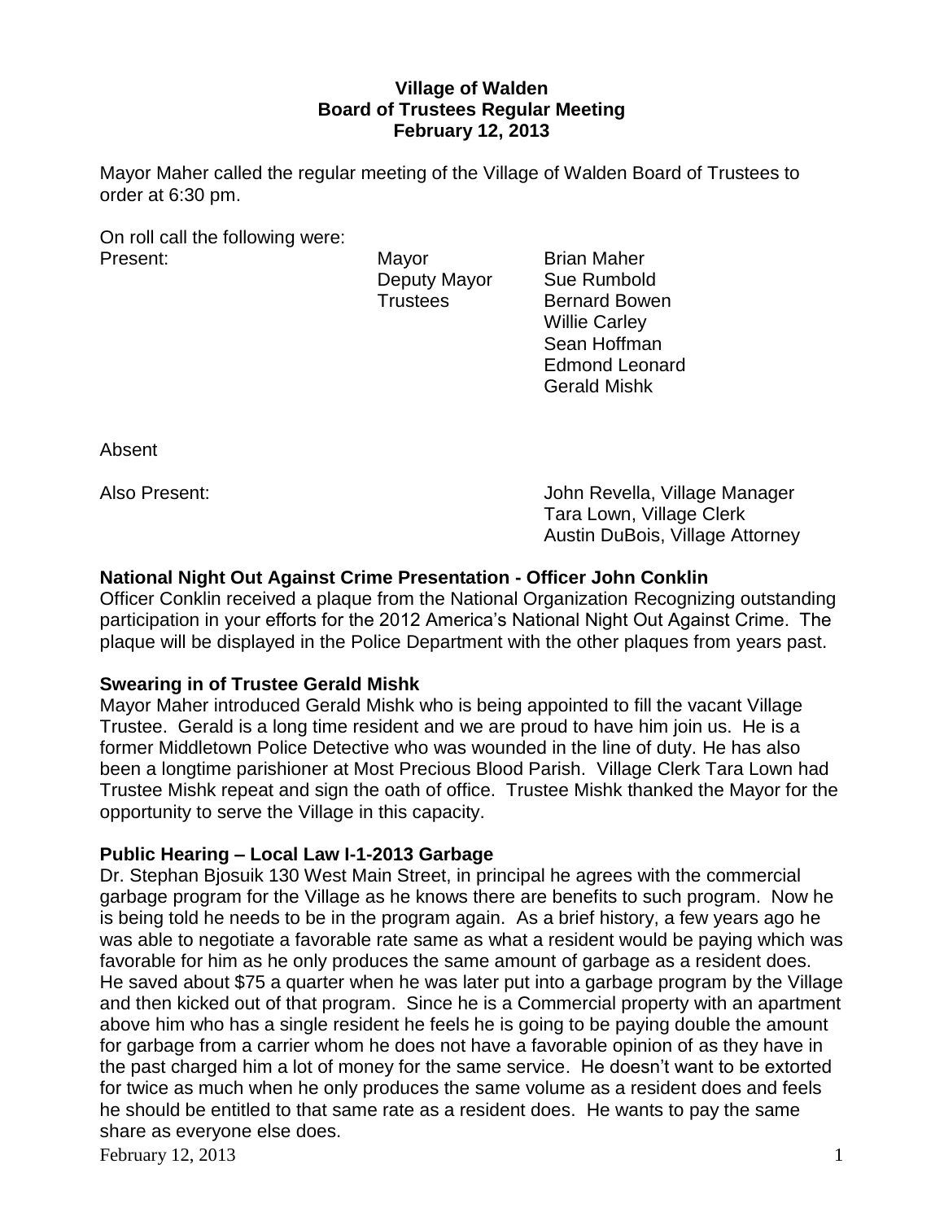**Village of Walden**
**Board of Trustees Regular Meeting**
**February 12, 2013**

Mayor Maher called the regular meeting of the Village of Walden Board of Trustees to order at 6:30 pm.

On roll call the following were:

| Present: | Mayor | Brian Maher |
|---|---|---|
| | Deputy Mayor | Sue Rumbold |
| | Trustees | Bernard Bowen |
| | | Willie Carley |
| | | Sean Hoffman |
| | | Edmond Leonard |
| | | Gerald Mishk |

Absent

Also Present:
John Revella, Village Manager
Tara Lown, Village Clerk
Austin DuBois, Village Attorney

### National Night Out Against Crime Presentation - Officer John Conklin

Officer Conklin received a plaque from the National Organization Recognizing outstanding participation in your efforts for the 2012 America's National Night Out Against Crime. The plaque will be displayed in the Police Department with the other plaques from years past.

### Swearing in of Trustee Gerald Mishk

Mayor Maher introduced Gerald Mishk who is being appointed to fill the vacant Village Trustee. Gerald is a long time resident and we are proud to have him join us. He is a former Middletown Police Detective who was wounded in the line of duty. He has also been a longtime parishioner at Most Precious Blood Parish. Village Clerk Tara Lown had Trustee Mishk repeat and sign the oath of office. Trustee Mishk thanked the Mayor for the opportunity to serve the Village in this capacity.

### Public Hearing – Local Law I-1-2013 Garbage

Dr. Stephan Bjosuik 130 West Main Street, in principal he agrees with the commercial garbage program for the Village as he knows there are benefits to such program. Now he is being told he needs to be in the program again. As a brief history, a few years ago he was able to negotiate a favorable rate same as what a resident would be paying which was favorable for him as he only produces the same amount of garbage as a resident does. He saved about $75 a quarter when he was later put into a garbage program by the Village and then kicked out of that program. Since he is a Commercial property with an apartment above him who has a single resident he feels he is going to be paying double the amount for garbage from a carrier whom he does not have a favorable opinion of as they have in the past charged him a lot of money for the same service. He doesn't want to be extorted for twice as much when he only produces the same volume as a resident does and feels he should be entitled to that same rate as a resident does. He wants to pay the same share as everyone else does.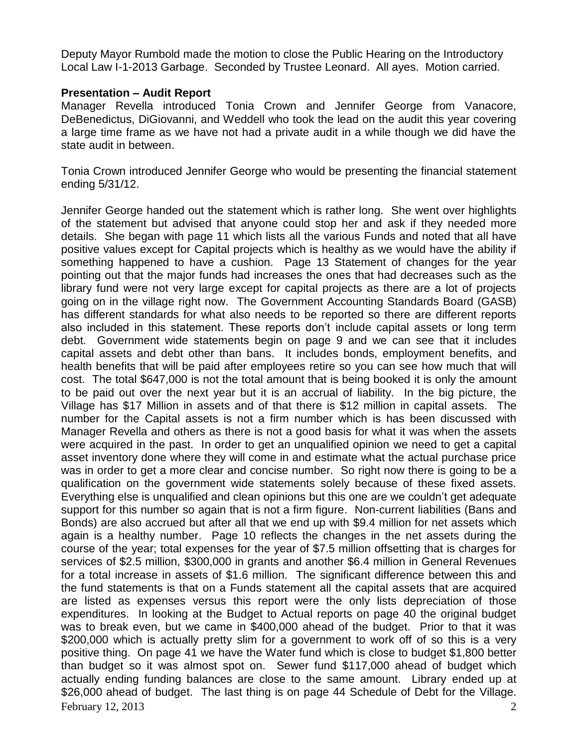Deputy Mayor Rumbold made the motion to close the Public Hearing on the Introductory Local Law I-1-2013 Garbage. Seconded by Trustee Leonard. All ayes. Motion carried.

**Presentation – Audit Report**

Manager Revella introduced Tonia Crown and Jennifer George from Vanacore, DeBenedictus, DiGiovanni, and Weddell who took the lead on the audit this year covering a large time frame as we have not had a private audit in a while though we did have the state audit in between.

Tonia Crown introduced Jennifer George who would be presenting the financial statement ending 5/31/12.

Jennifer George handed out the statement which is rather long. She went over highlights of the statement but advised that anyone could stop her and ask if they needed more details. She began with page 11 which lists all the various Funds and noted that all have positive values except for Capital projects which is healthy as we would have the ability if something happened to have a cushion. Page 13 Statement of changes for the year pointing out that the major funds had increases the ones that had decreases such as the library fund were not very large except for capital projects as there are a lot of projects going on in the village right now. The Government Accounting Standards Board (GASB) has different standards for what also needs to be reported so there are different reports also included in this statement. These reports don't include capital assets or long term debt. Government wide statements begin on page 9 and we can see that it includes capital assets and debt other than bans. It includes bonds, employment benefits, and health benefits that will be paid after employees retire so you can see how much that will cost. The total $647,000 is not the total amount that is being booked it is only the amount to be paid out over the next year but it is an accrual of liability. In the big picture, the Village has $17 Million in assets and of that there is $12 million in capital assets. The number for the Capital assets is not a firm number which is has been discussed with Manager Revella and others as there is not a good basis for what it was when the assets were acquired in the past. In order to get an unqualified opinion we need to get a capital asset inventory done where they will come in and estimate what the actual purchase price was in order to get a more clear and concise number. So right now there is going to be a qualification on the government wide statements solely because of these fixed assets. Everything else is unqualified and clean opinions but this one are we couldn't get adequate support for this number so again that is not a firm figure. Non-current liabilities (Bans and Bonds) are also accrued but after all that we end up with $9.4 million for net assets which again is a healthy number. Page 10 reflects the changes in the net assets during the course of the year; total expenses for the year of $7.5 million offsetting that is charges for services of $2.5 million, $300,000 in grants and another $6.4 million in General Revenues for a total increase in assets of $1.6 million. The significant difference between this and the fund statements is that on a Funds statement all the capital assets that are acquired are listed as expenses versus this report were the only lists depreciation of those expenditures. In looking at the Budget to Actual reports on page 40 the original budget was to break even, but we came in $400,000 ahead of the budget. Prior to that it was $200,000 which is actually pretty slim for a government to work off of so this is a very positive thing. On page 41 we have the Water fund which is close to budget $1,800 better than budget so it was almost spot on. Sewer fund $117,000 ahead of budget which actually ending funding balances are close to the same amount. Library ended up at $26,000 ahead of budget. The last thing is on page 44 Schedule of Debt for the Village.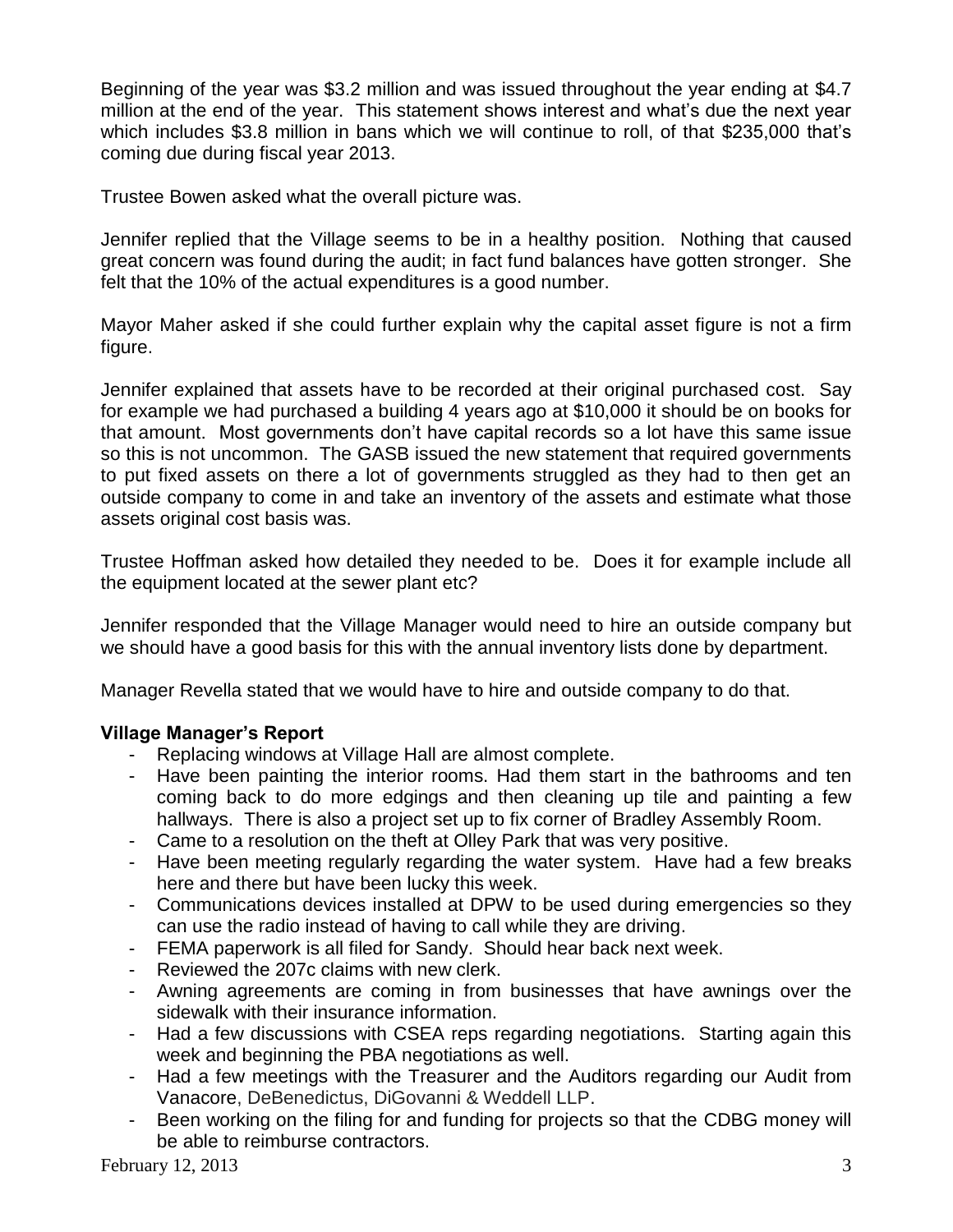Beginning of the year was $3.2 million and was issued throughout the year ending at $4.7 million at the end of the year. This statement shows interest and what's due the next year which includes $3.8 million in bans which we will continue to roll, of that $235,000 that's coming due during fiscal year 2013.

Trustee Bowen asked what the overall picture was.

Jennifer replied that the Village seems to be in a healthy position. Nothing that caused great concern was found during the audit; in fact fund balances have gotten stronger. She felt that the 10% of the actual expenditures is a good number.

Mayor Maher asked if she could further explain why the capital asset figure is not a firm figure.

Jennifer explained that assets have to be recorded at their original purchased cost. Say for example we had purchased a building 4 years ago at $10,000 it should be on books for that amount. Most governments don't have capital records so a lot have this same issue so this is not uncommon. The GASB issued the new statement that required governments to put fixed assets on there a lot of governments struggled as they had to then get an outside company to come in and take an inventory of the assets and estimate what those assets original cost basis was.

Trustee Hoffman asked how detailed they needed to be. Does it for example include all the equipment located at the sewer plant etc?

Jennifer responded that the Village Manager would need to hire an outside company but we should have a good basis for this with the annual inventory lists done by department.

Manager Revella stated that we would have to hire and outside company to do that.

**Village Manager's Report**

- Replacing windows at Village Hall are almost complete.
- Have been painting the interior rooms. Had them start in the bathrooms and ten coming back to do more edgings and then cleaning up tile and painting a few hallways. There is also a project set up to fix corner of Bradley Assembly Room.
- Came to a resolution on the theft at Olley Park that was very positive.
- Have been meeting regularly regarding the water system. Have had a few breaks here and there but have been lucky this week.
- Communications devices installed at DPW to be used during emergencies so they can use the radio instead of having to call while they are driving.
- FEMA paperwork is all filed for Sandy. Should hear back next week.
- Reviewed the 207c claims with new clerk.
- Awning agreements are coming in from businesses that have awnings over the sidewalk with their insurance information.
- Had a few discussions with CSEA reps regarding negotiations. Starting again this week and beginning the PBA negotiations as well.
- Had a few meetings with the Treasurer and the Auditors regarding our Audit from Vanacore, DeBenedictus, DiGovanni & Weddell LLP.
- Been working on the filing for and funding for projects so that the CDBG money will be able to reimburse contractors.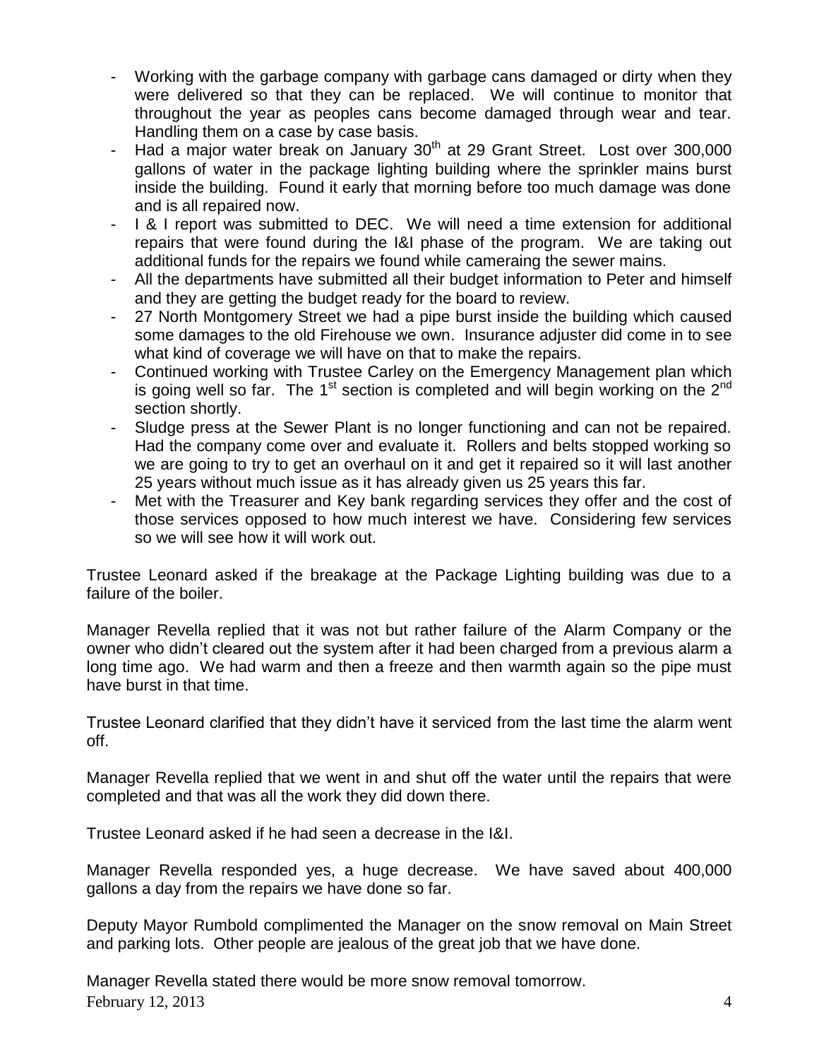- Working with the garbage company with garbage cans damaged or dirty when they were delivered so that they can be replaced. We will continue to monitor that throughout the year as peoples cans become damaged through wear and tear. Handling them on a case by case basis.
- Had a major water break on January 30th at 29 Grant Street. Lost over 300,000 gallons of water in the package lighting building where the sprinkler mains burst inside the building. Found it early that morning before too much damage was done and is all repaired now.
- I & I report was submitted to DEC. We will need a time extension for additional repairs that were found during the I&I phase of the program. We are taking out additional funds for the repairs we found while cameraing the sewer mains.
- All the departments have submitted all their budget information to Peter and himself and they are getting the budget ready for the board to review.
- 27 North Montgomery Street we had a pipe burst inside the building which caused some damages to the old Firehouse we own. Insurance adjuster did come in to see what kind of coverage we will have on that to make the repairs.
- Continued working with Trustee Carley on the Emergency Management plan which is going well so far. The 1st section is completed and will begin working on the 2nd section shortly.
- Sludge press at the Sewer Plant is no longer functioning and can not be repaired. Had the company come over and evaluate it. Rollers and belts stopped working so we are going to try to get an overhaul on it and get it repaired so it will last another 25 years without much issue as it has already given us 25 years this far.
- Met with the Treasurer and Key bank regarding services they offer and the cost of those services opposed to how much interest we have. Considering few services so we will see how it will work out.

Trustee Leonard asked if the breakage at the Package Lighting building was due to a failure of the boiler.

Manager Revella replied that it was not but rather failure of the Alarm Company or the owner who didn't cleared out the system after it had been charged from a previous alarm a long time ago. We had warm and then a freeze and then warmth again so the pipe must have burst in that time.

Trustee Leonard clarified that they didn't have it serviced from the last time the alarm went off.

Manager Revella replied that we went in and shut off the water until the repairs that were completed and that was all the work they did down there.

Trustee Leonard asked if he had seen a decrease in the I&I.

Manager Revella responded yes, a huge decrease. We have saved about 400,000 gallons a day from the repairs we have done so far.

Deputy Mayor Rumbold complimented the Manager on the snow removal on Main Street and parking lots. Other people are jealous of the great job that we have done.

Manager Revella stated there would be more snow removal tomorrow.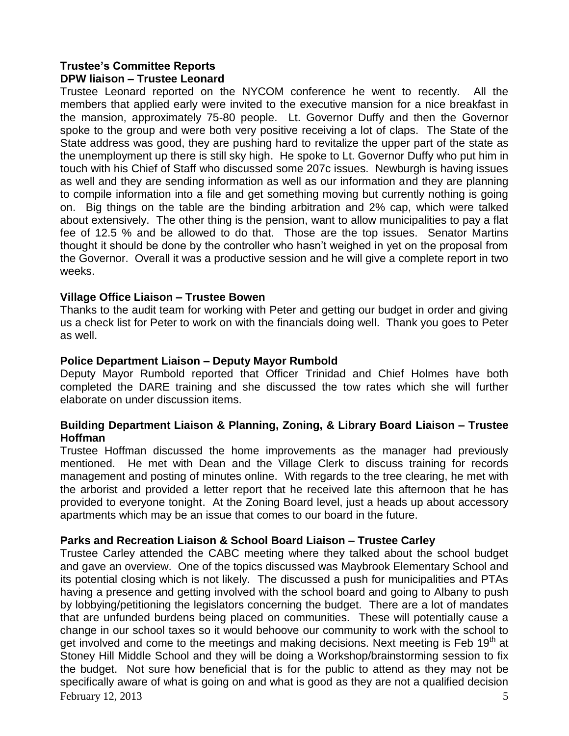**Trustee's Committee Reports**
**DPW liaison – Trustee Leonard**

Trustee Leonard reported on the NYCOM conference he went to recently. All the members that applied early were invited to the executive mansion for a nice breakfast in the mansion, approximately 75-80 people. Lt. Governor Duffy and then the Governor spoke to the group and were both very positive receiving a lot of claps. The State of the State address was good, they are pushing hard to revitalize the upper part of the state as the unemployment up there is still sky high. He spoke to Lt. Governor Duffy who put him in touch with his Chief of Staff who discussed some 207c issues. Newburgh is having issues as well and they are sending information as well as our information and they are planning to compile information into a file and get something moving but currently nothing is going on. Big things on the table are the binding arbitration and 2% cap, which were talked about extensively. The other thing is the pension, want to allow municipalities to pay a flat fee of 12.5 % and be allowed to do that. Those are the top issues. Senator Martins thought it should be done by the controller who hasn't weighed in yet on the proposal from the Governor. Overall it was a productive session and he will give a complete report in two weeks.

**Village Office Liaison – Trustee Bowen**

Thanks to the audit team for working with Peter and getting our budget in order and giving us a check list for Peter to work on with the financials doing well. Thank you goes to Peter as well.

**Police Department Liaison – Deputy Mayor Rumbold**

Deputy Mayor Rumbold reported that Officer Trinidad and Chief Holmes have both completed the DARE training and she discussed the tow rates which she will further elaborate on under discussion items.

**Building Department Liaison & Planning, Zoning, & Library Board Liaison – Trustee Hoffman**

Trustee Hoffman discussed the home improvements as the manager had previously mentioned. He met with Dean and the Village Clerk to discuss training for records management and posting of minutes online. With regards to the tree clearing, he met with the arborist and provided a letter report that he received late this afternoon that he has provided to everyone tonight. At the Zoning Board level, just a heads up about accessory apartments which may be an issue that comes to our board in the future.

**Parks and Recreation Liaison & School Board Liaison – Trustee Carley**

Trustee Carley attended the CABC meeting where they talked about the school budget and gave an overview. One of the topics discussed was Maybrook Elementary School and its potential closing which is not likely. The discussed a push for municipalities and PTAs having a presence and getting involved with the school board and going to Albany to push by lobbying/petitioning the legislators concerning the budget. There are a lot of mandates that are unfunded burdens being placed on communities. These will potentially cause a change in our school taxes so it would behoove our community to work with the school to get involved and come to the meetings and making decisions. Next meeting is Feb 19th at Stoney Hill Middle School and they will be doing a Workshop/brainstorming session to fix the budget. Not sure how beneficial that is for the public to attend as they may not be specifically aware of what is going on and what is good as they are not a qualified decision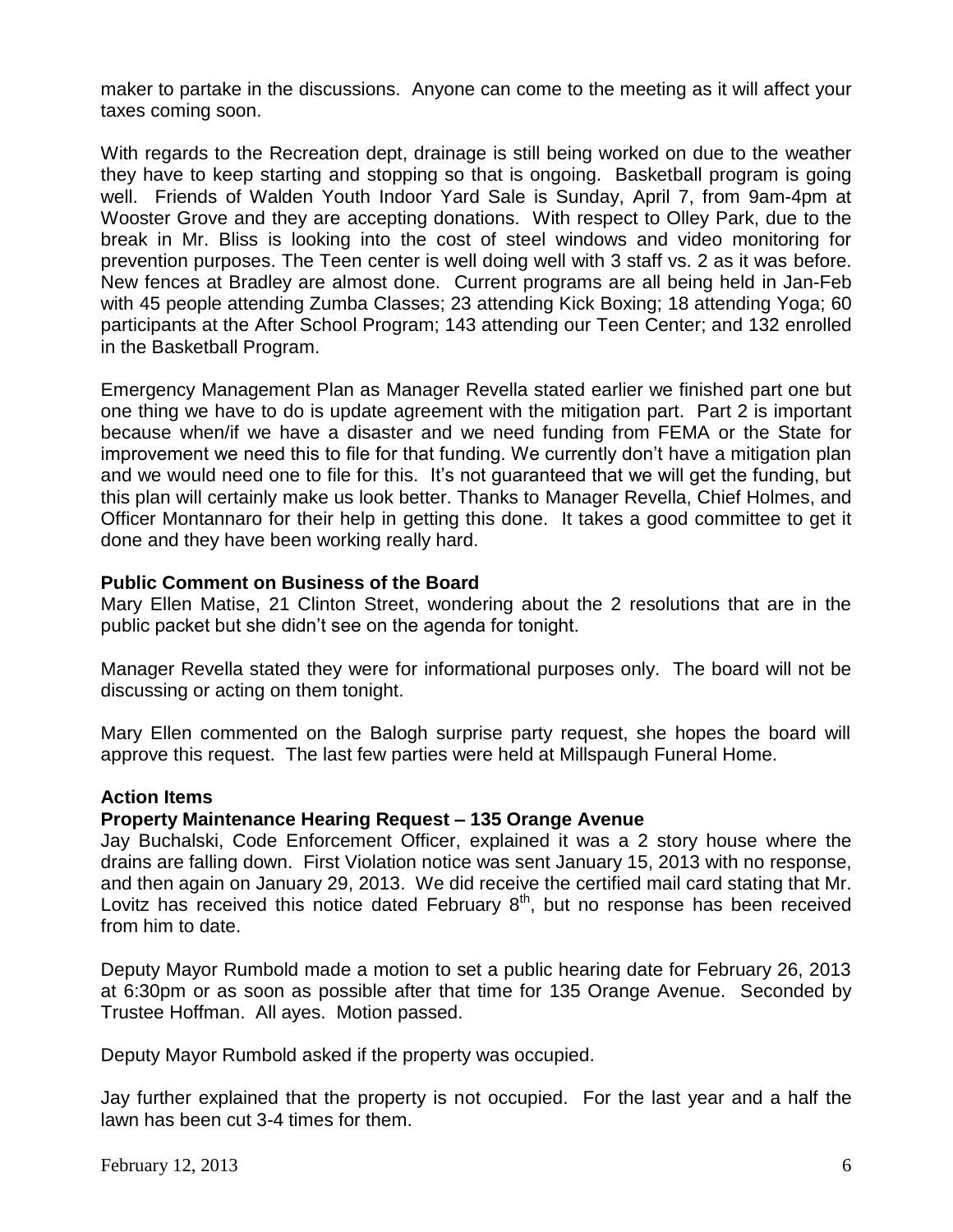maker to partake in the discussions. Anyone can come to the meeting as it will affect your taxes coming soon.

With regards to the Recreation dept, drainage is still being worked on due to the weather they have to keep starting and stopping so that is ongoing. Basketball program is going well. Friends of Walden Youth Indoor Yard Sale is Sunday, April 7, from 9am-4pm at Wooster Grove and they are accepting donations. With respect to Olley Park, due to the break in Mr. Bliss is looking into the cost of steel windows and video monitoring for prevention purposes. The Teen center is well doing well with 3 staff vs. 2 as it was before. New fences at Bradley are almost done. Current programs are all being held in Jan-Feb with 45 people attending Zumba Classes; 23 attending Kick Boxing; 18 attending Yoga; 60 participants at the After School Program; 143 attending our Teen Center; and 132 enrolled in the Basketball Program.

Emergency Management Plan as Manager Revella stated earlier we finished part one but one thing we have to do is update agreement with the mitigation part. Part 2 is important because when/if we have a disaster and we need funding from FEMA or the State for improvement we need this to file for that funding. We currently don't have a mitigation plan and we would need one to file for this. It's not guaranteed that we will get the funding, but this plan will certainly make us look better. Thanks to Manager Revella, Chief Holmes, and Officer Montannaro for their help in getting this done. It takes a good committee to get it done and they have been working really hard.

**Public Comment on Business of the Board**

Mary Ellen Matise, 21 Clinton Street, wondering about the 2 resolutions that are in the public packet but she didn't see on the agenda for tonight.

Manager Revella stated they were for informational purposes only. The board will not be discussing or acting on them tonight.

Mary Ellen commented on the Balogh surprise party request, she hopes the board will approve this request. The last few parties were held at Millspaugh Funeral Home.

**Action Items**

**Property Maintenance Hearing Request – 135 Orange Avenue**

Jay Buchalski, Code Enforcement Officer, explained it was a 2 story house where the drains are falling down. First Violation notice was sent January 15, 2013 with no response, and then again on January 29, 2013. We did receive the certified mail card stating that Mr. Lovitz has received this notice dated February 8th, but no response has been received from him to date.

Deputy Mayor Rumbold made a motion to set a public hearing date for February 26, 2013 at 6:30pm or as soon as possible after that time for 135 Orange Avenue. Seconded by Trustee Hoffman. All ayes. Motion passed.

Deputy Mayor Rumbold asked if the property was occupied.

Jay further explained that the property is not occupied. For the last year and a half the lawn has been cut 3-4 times for them.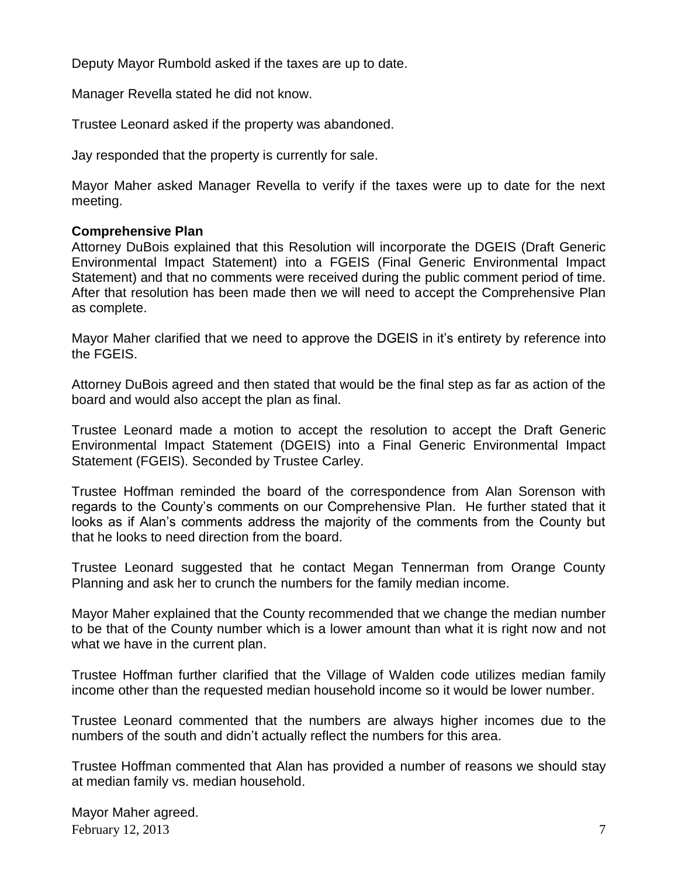Deputy Mayor Rumbold asked if the taxes are up to date.

Manager Revella stated he did not know.

Trustee Leonard asked if the property was abandoned.

Jay responded that the property is currently for sale.

Mayor Maher asked Manager Revella to verify if the taxes were up to date for the next meeting.

**Comprehensive Plan**

Attorney DuBois explained that this Resolution will incorporate the DGEIS (Draft Generic Environmental Impact Statement) into a FGEIS (Final Generic Environmental Impact Statement) and that no comments were received during the public comment period of time. After that resolution has been made then we will need to accept the Comprehensive Plan as complete.

Mayor Maher clarified that we need to approve the DGEIS in it's entirety by reference into the FGEIS.

Attorney DuBois agreed and then stated that would be the final step as far as action of the board and would also accept the plan as final.

Trustee Leonard made a motion to accept the resolution to accept the Draft Generic Environmental Impact Statement (DGEIS) into a Final Generic Environmental Impact Statement (FGEIS). Seconded by Trustee Carley.

Trustee Hoffman reminded the board of the correspondence from Alan Sorenson with regards to the County's comments on our Comprehensive Plan. He further stated that it looks as if Alan's comments address the majority of the comments from the County but that he looks to need direction from the board.

Trustee Leonard suggested that he contact Megan Tennerman from Orange County Planning and ask her to crunch the numbers for the family median income.

Mayor Maher explained that the County recommended that we change the median number to be that of the County number which is a lower amount than what it is right now and not what we have in the current plan.

Trustee Hoffman further clarified that the Village of Walden code utilizes median family income other than the requested median household income so it would be lower number.

Trustee Leonard commented that the numbers are always higher incomes due to the numbers of the south and didn't actually reflect the numbers for this area.

Trustee Hoffman commented that Alan has provided a number of reasons we should stay at median family vs. median household.

Mayor Maher agreed.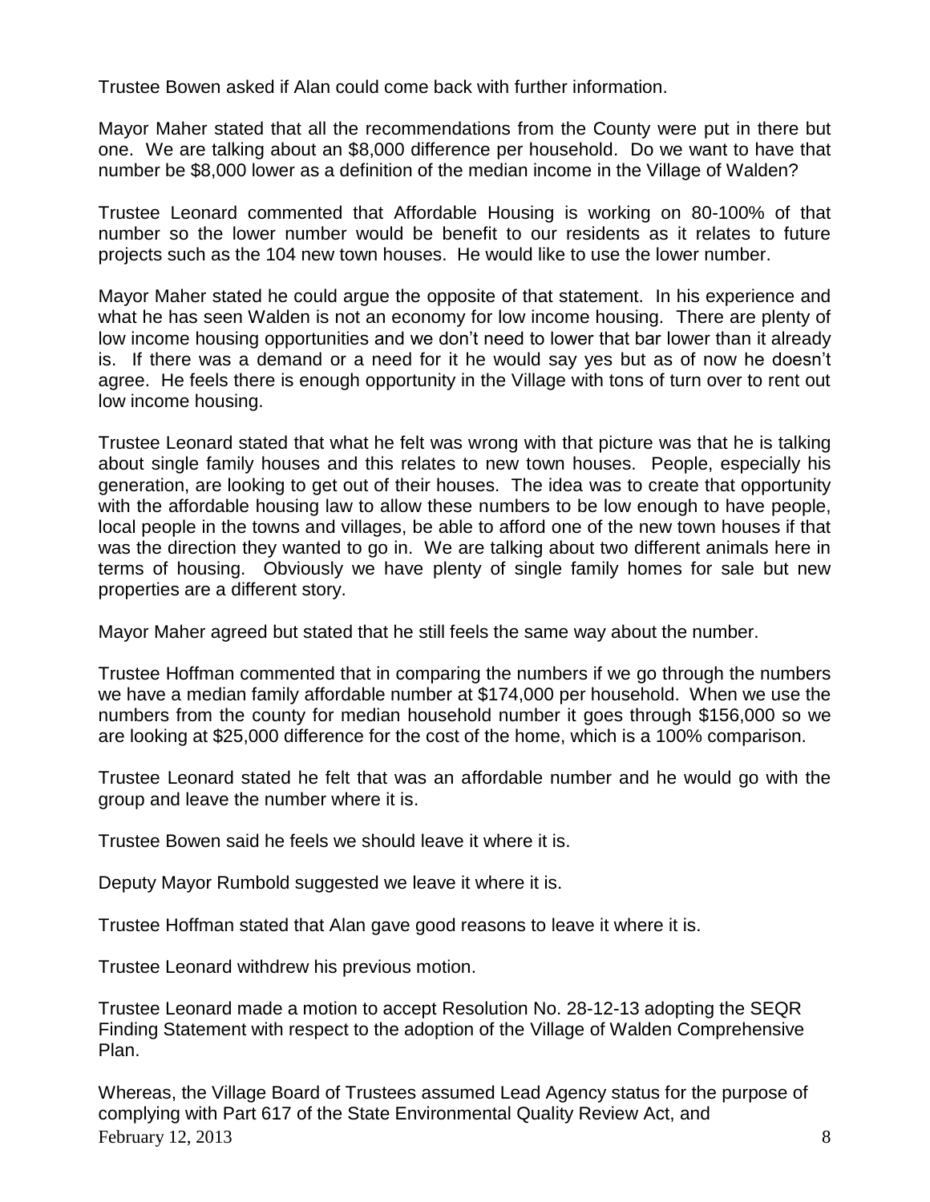Trustee Bowen asked if Alan could come back with further information.

Mayor Maher stated that all the recommendations from the County were put in there but one. We are talking about an $8,000 difference per household. Do we want to have that number be $8,000 lower as a definition of the median income in the Village of Walden?

Trustee Leonard commented that Affordable Housing is working on 80-100% of that number so the lower number would be benefit to our residents as it relates to future projects such as the 104 new town houses. He would like to use the lower number.

Mayor Maher stated he could argue the opposite of that statement. In his experience and what he has seen Walden is not an economy for low income housing. There are plenty of low income housing opportunities and we don't need to lower that bar lower than it already is. If there was a demand or a need for it he would say yes but as of now he doesn't agree. He feels there is enough opportunity in the Village with tons of turn over to rent out low income housing.

Trustee Leonard stated that what he felt was wrong with that picture was that he is talking about single family houses and this relates to new town houses. People, especially his generation, are looking to get out of their houses. The idea was to create that opportunity with the affordable housing law to allow these numbers to be low enough to have people, local people in the towns and villages, be able to afford one of the new town houses if that was the direction they wanted to go in. We are talking about two different animals here in terms of housing. Obviously we have plenty of single family homes for sale but new properties are a different story.

Mayor Maher agreed but stated that he still feels the same way about the number.

Trustee Hoffman commented that in comparing the numbers if we go through the numbers we have a median family affordable number at $174,000 per household. When we use the numbers from the county for median household number it goes through $156,000 so we are looking at $25,000 difference for the cost of the home, which is a 100% comparison.

Trustee Leonard stated he felt that was an affordable number and he would go with the group and leave the number where it is.

Trustee Bowen said he feels we should leave it where it is.

Deputy Mayor Rumbold suggested we leave it where it is.

Trustee Hoffman stated that Alan gave good reasons to leave it where it is.

Trustee Leonard withdrew his previous motion.

Trustee Leonard made a motion to accept Resolution No. 28-12-13 adopting the SEQR Finding Statement with respect to the adoption of the Village of Walden Comprehensive Plan.

Whereas, the Village Board of Trustees assumed Lead Agency status for the purpose of complying with Part 617 of the State Environmental Quality Review Act, and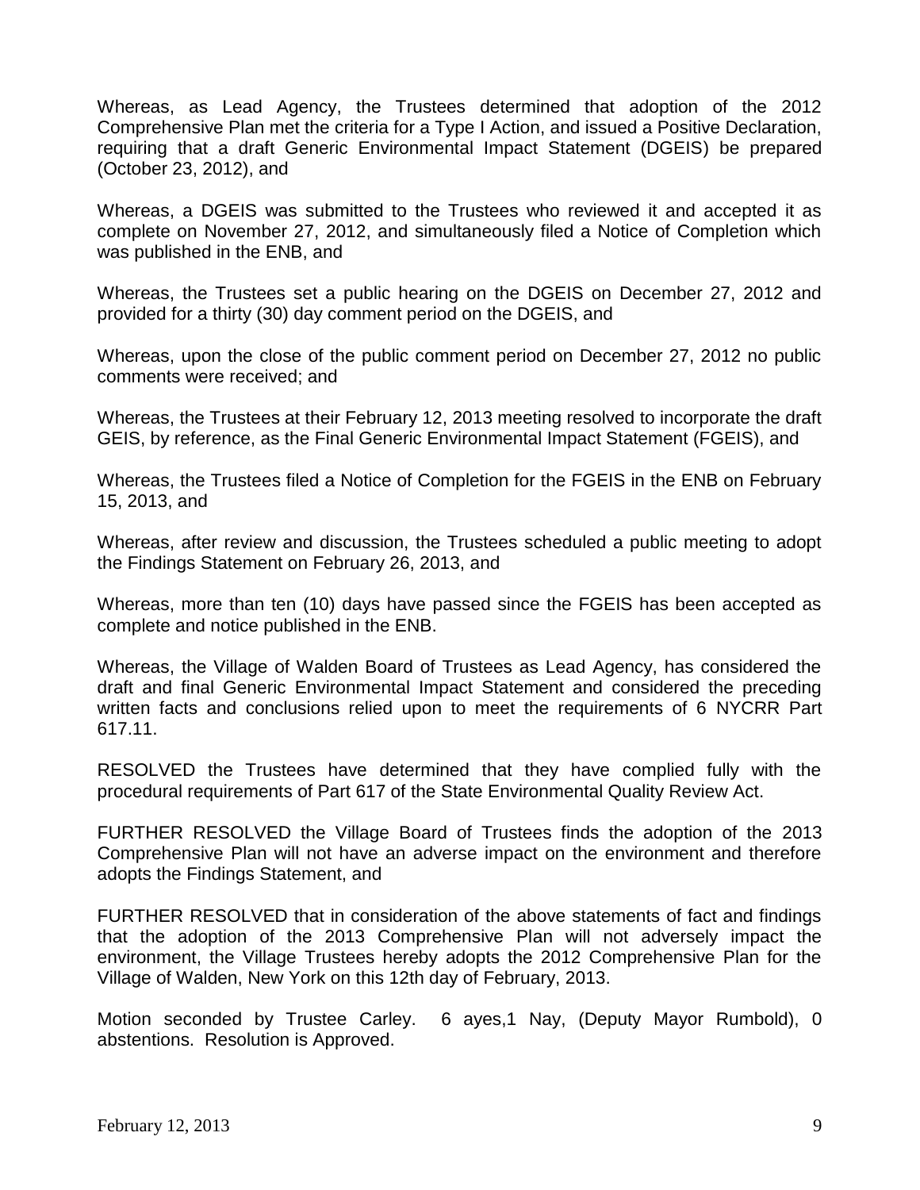Whereas, as Lead Agency, the Trustees determined that adoption of the 2012 Comprehensive Plan met the criteria for a Type I Action, and issued a Positive Declaration, requiring that a draft Generic Environmental Impact Statement (DGEIS) be prepared (October 23, 2012), and

Whereas, a DGEIS was submitted to the Trustees who reviewed it and accepted it as complete on November 27, 2012, and simultaneously filed a Notice of Completion which was published in the ENB, and

Whereas, the Trustees set a public hearing on the DGEIS on December 27, 2012 and provided for a thirty (30) day comment period on the DGEIS, and

Whereas, upon the close of the public comment period on December 27, 2012 no public comments were received; and

Whereas, the Trustees at their February 12, 2013 meeting resolved to incorporate the draft GEIS, by reference, as the Final Generic Environmental Impact Statement (FGEIS), and

Whereas, the Trustees filed a Notice of Completion for the FGEIS in the ENB on February 15, 2013, and

Whereas, after review and discussion, the Trustees scheduled a public meeting to adopt the Findings Statement on February 26, 2013, and

Whereas, more than ten (10) days have passed since the FGEIS has been accepted as complete and notice published in the ENB.

Whereas, the Village of Walden Board of Trustees as Lead Agency, has considered the draft and final Generic Environmental Impact Statement and considered the preceding written facts and conclusions relied upon to meet the requirements of 6 NYCRR Part 617.11.

RESOLVED the Trustees have determined that they have complied fully with the procedural requirements of Part 617 of the State Environmental Quality Review Act.

FURTHER RESOLVED the Village Board of Trustees finds the adoption of the 2013 Comprehensive Plan will not have an adverse impact on the environment and therefore adopts the Findings Statement, and

FURTHER RESOLVED that in consideration of the above statements of fact and findings that the adoption of the 2013 Comprehensive Plan will not adversely impact the environment, the Village Trustees hereby adopts the 2012 Comprehensive Plan for the Village of Walden, New York on this 12th day of February, 2013.

Motion seconded by Trustee Carley. 6 ayes,1 Nay, (Deputy Mayor Rumbold), 0 abstentions. Resolution is Approved.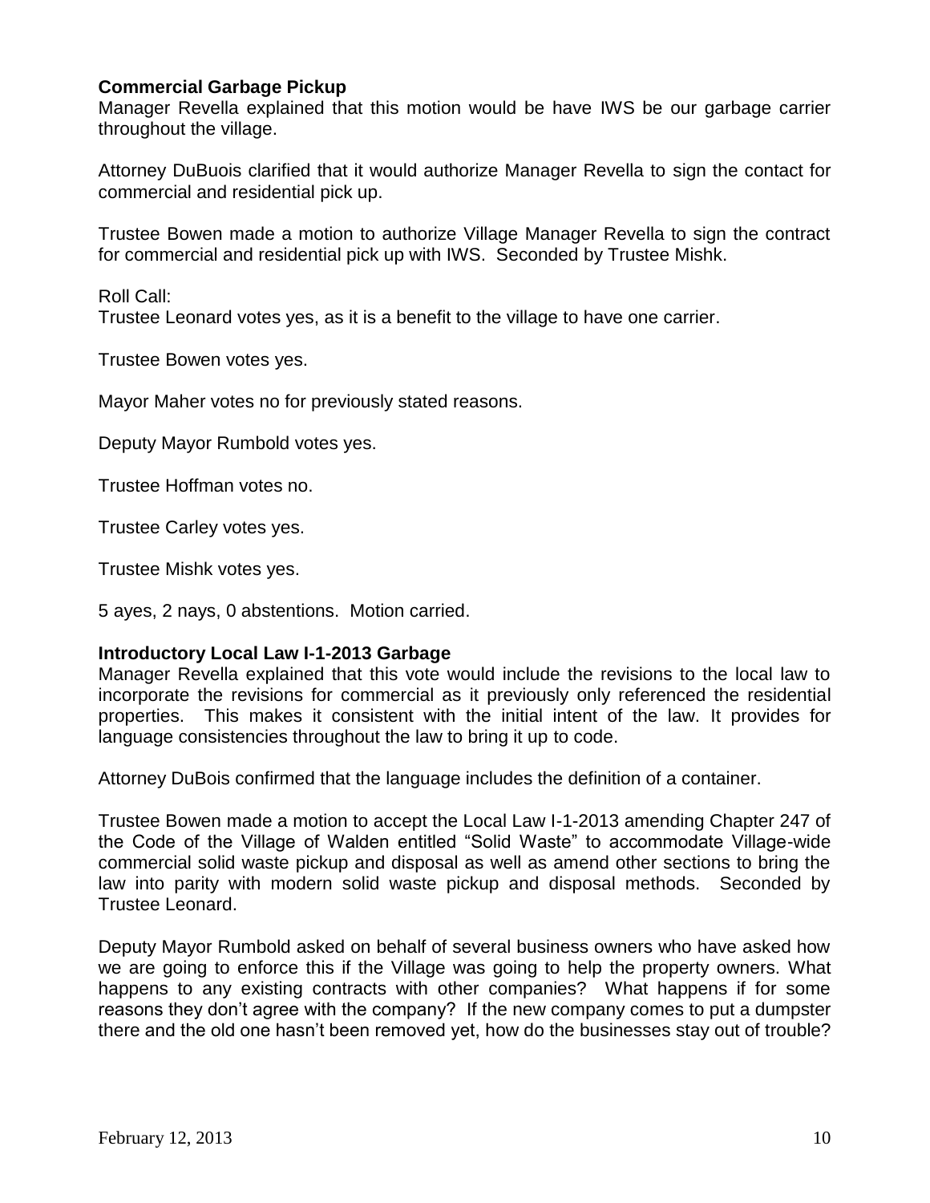**Commercial Garbage Pickup**

Manager Revella explained that this motion would be have IWS be our garbage carrier throughout the village.

Attorney DuBuois clarified that it would authorize Manager Revella to sign the contact for commercial and residential pick up.

Trustee Bowen made a motion to authorize Village Manager Revella to sign the contract for commercial and residential pick up with IWS. Seconded by Trustee Mishk.

Roll Call:

Trustee Leonard votes yes, as it is a benefit to the village to have one carrier.

Trustee Bowen votes yes.

Mayor Maher votes no for previously stated reasons.

Deputy Mayor Rumbold votes yes.

Trustee Hoffman votes no.

Trustee Carley votes yes.

Trustee Mishk votes yes.

5 ayes, 2 nays, 0 abstentions. Motion carried.

**Introductory Local Law I-1-2013 Garbage**

Manager Revella explained that this vote would include the revisions to the local law to incorporate the revisions for commercial as it previously only referenced the residential properties. This makes it consistent with the initial intent of the law. It provides for language consistencies throughout the law to bring it up to code.

Attorney DuBois confirmed that the language includes the definition of a container.

Trustee Bowen made a motion to accept the Local Law I-1-2013 amending Chapter 247 of the Code of the Village of Walden entitled "Solid Waste" to accommodate Village-wide commercial solid waste pickup and disposal as well as amend other sections to bring the law into parity with modern solid waste pickup and disposal methods. Seconded by Trustee Leonard.

Deputy Mayor Rumbold asked on behalf of several business owners who have asked how we are going to enforce this if the Village was going to help the property owners. What happens to any existing contracts with other companies? What happens if for some reasons they don't agree with the company? If the new company comes to put a dumpster there and the old one hasn't been removed yet, how do the businesses stay out of trouble?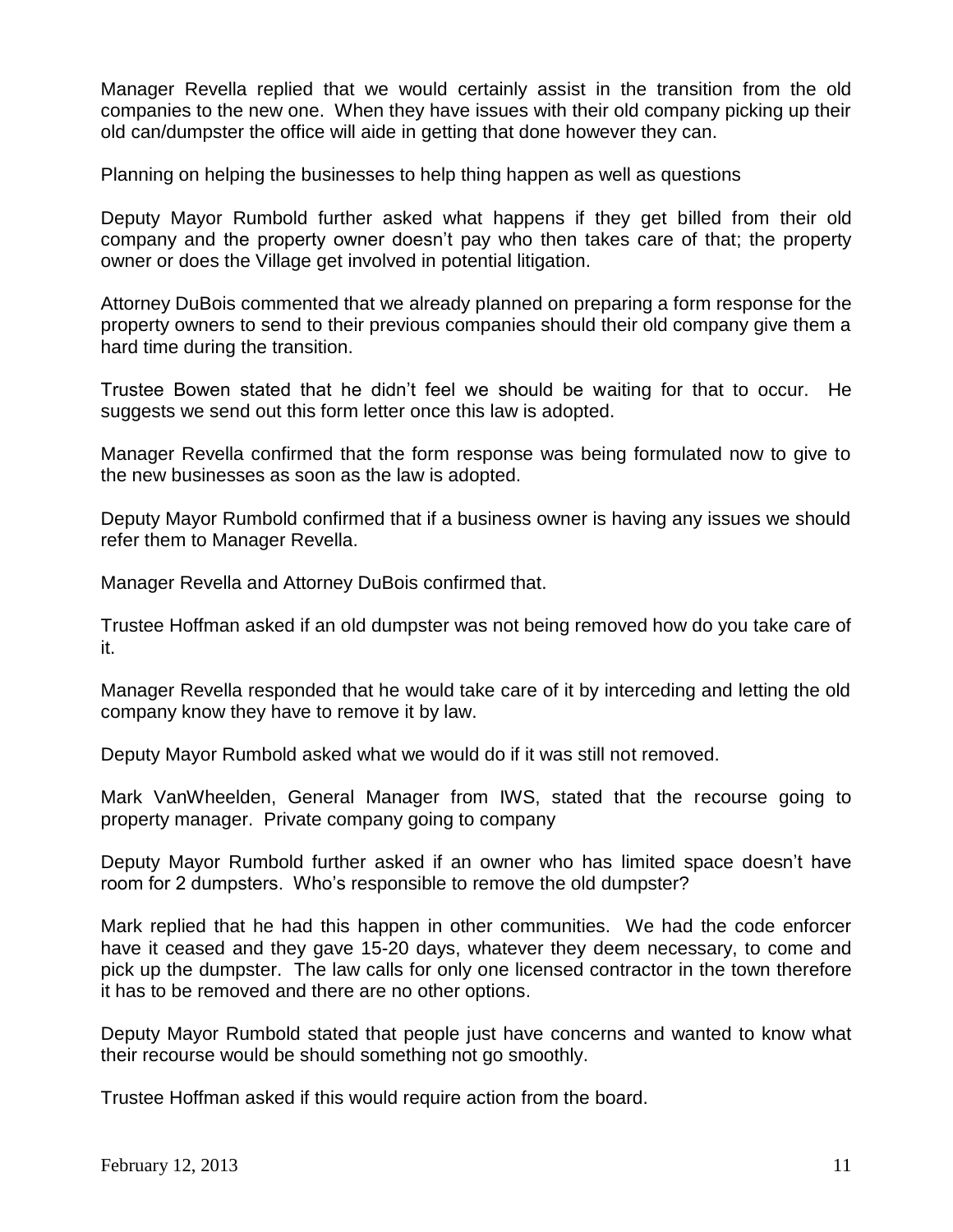Manager Revella replied that we would certainly assist in the transition from the old companies to the new one. When they have issues with their old company picking up their old can/dumpster the office will aide in getting that done however they can.

Planning on helping the businesses to help thing happen as well as questions

Deputy Mayor Rumbold further asked what happens if they get billed from their old company and the property owner doesn't pay who then takes care of that; the property owner or does the Village get involved in potential litigation.

Attorney DuBois commented that we already planned on preparing a form response for the property owners to send to their previous companies should their old company give them a hard time during the transition.

Trustee Bowen stated that he didn't feel we should be waiting for that to occur. He suggests we send out this form letter once this law is adopted.

Manager Revella confirmed that the form response was being formulated now to give to the new businesses as soon as the law is adopted.

Deputy Mayor Rumbold confirmed that if a business owner is having any issues we should refer them to Manager Revella.

Manager Revella and Attorney DuBois confirmed that.

Trustee Hoffman asked if an old dumpster was not being removed how do you take care of it.

Manager Revella responded that he would take care of it by interceding and letting the old company know they have to remove it by law.

Deputy Mayor Rumbold asked what we would do if it was still not removed.

Mark VanWheelden, General Manager from IWS, stated that the recourse going to property manager. Private company going to company

Deputy Mayor Rumbold further asked if an owner who has limited space doesn't have room for 2 dumpsters. Who's responsible to remove the old dumpster?

Mark replied that he had this happen in other communities. We had the code enforcer have it ceased and they gave 15-20 days, whatever they deem necessary, to come and pick up the dumpster. The law calls for only one licensed contractor in the town therefore it has to be removed and there are no other options.

Deputy Mayor Rumbold stated that people just have concerns and wanted to know what their recourse would be should something not go smoothly.

Trustee Hoffman asked if this would require action from the board.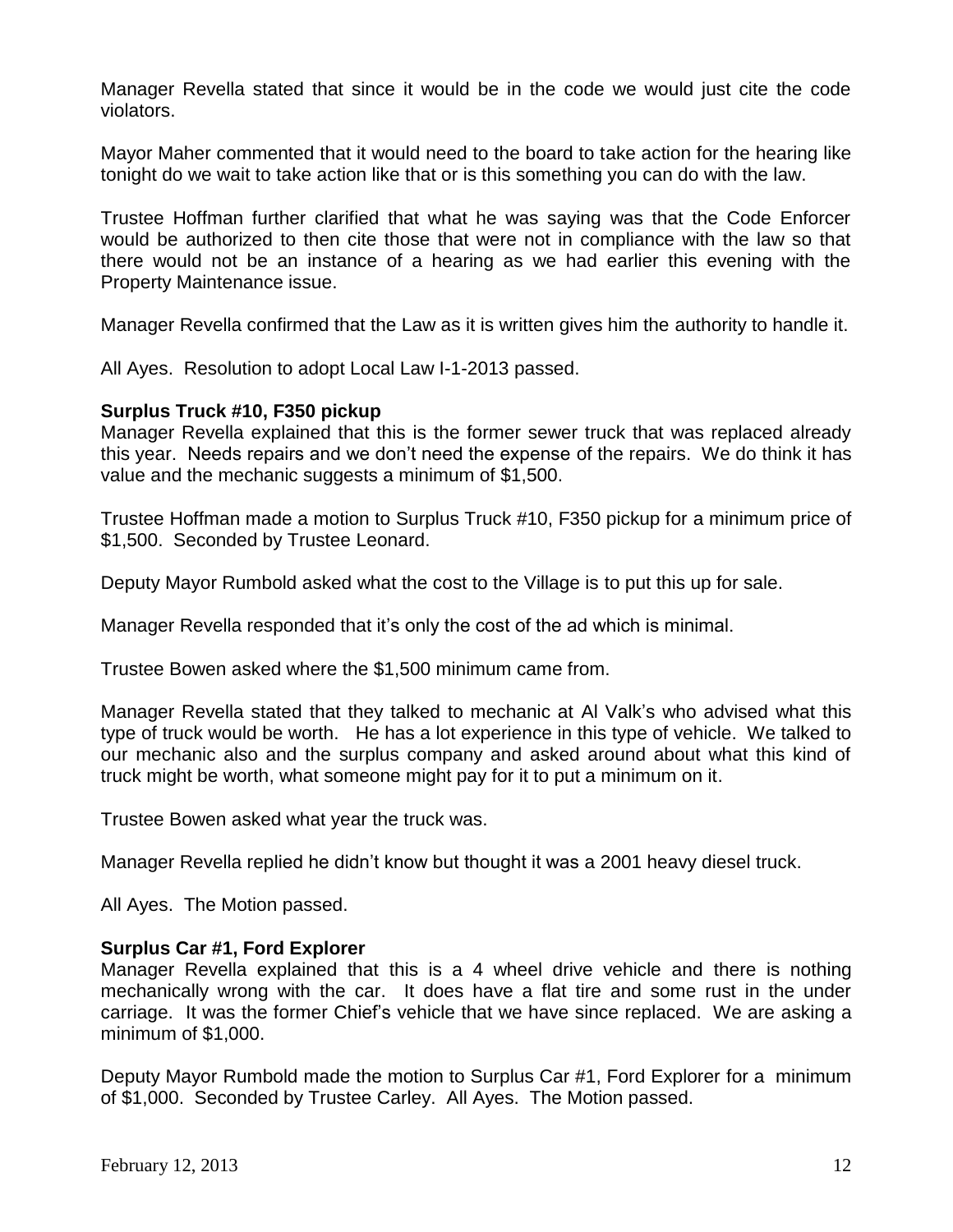Manager Revella stated that since it would be in the code we would just cite the code violators.

Mayor Maher commented that it would need to the board to take action for the hearing like tonight do we wait to take action like that or is this something you can do with the law.

Trustee Hoffman further clarified that what he was saying was that the Code Enforcer would be authorized to then cite those that were not in compliance with the law so that there would not be an instance of a hearing as we had earlier this evening with the Property Maintenance issue.

Manager Revella confirmed that the Law as it is written gives him the authority to handle it.

All Ayes. Resolution to adopt Local Law I-1-2013 passed.

**Surplus Truck #10, F350 pickup**

Manager Revella explained that this is the former sewer truck that was replaced already this year. Needs repairs and we don't need the expense of the repairs. We do think it has value and the mechanic suggests a minimum of $1,500.

Trustee Hoffman made a motion to Surplus Truck #10, F350 pickup for a minimum price of $1,500. Seconded by Trustee Leonard.

Deputy Mayor Rumbold asked what the cost to the Village is to put this up for sale.

Manager Revella responded that it's only the cost of the ad which is minimal.

Trustee Bowen asked where the $1,500 minimum came from.

Manager Revella stated that they talked to mechanic at Al Valk's who advised what this type of truck would be worth. He has a lot experience in this type of vehicle. We talked to our mechanic also and the surplus company and asked around about what this kind of truck might be worth, what someone might pay for it to put a minimum on it.

Trustee Bowen asked what year the truck was.

Manager Revella replied he didn't know but thought it was a 2001 heavy diesel truck.

All Ayes. The Motion passed.

**Surplus Car #1, Ford Explorer**

Manager Revella explained that this is a 4 wheel drive vehicle and there is nothing mechanically wrong with the car. It does have a flat tire and some rust in the under carriage. It was the former Chief's vehicle that we have since replaced. We are asking a minimum of $1,000.

Deputy Mayor Rumbold made the motion to Surplus Car #1, Ford Explorer for a minimum of $1,000. Seconded by Trustee Carley. All Ayes. The Motion passed.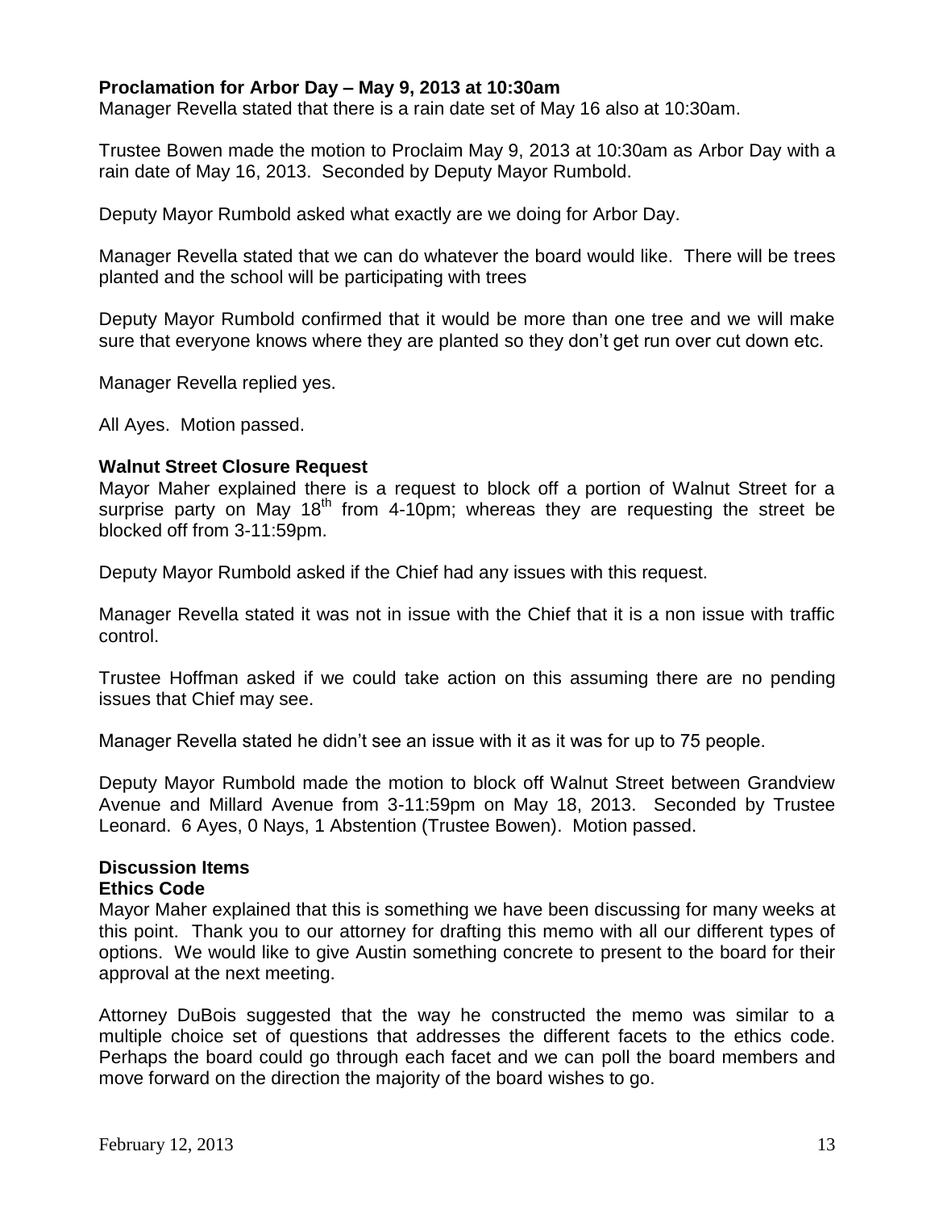**Proclamation for Arbor Day – May 9, 2013 at 10:30am**
Manager Revella stated that there is a rain date set of May 16 also at 10:30am.

Trustee Bowen made the motion to Proclaim May 9, 2013 at 10:30am as Arbor Day with a rain date of May 16, 2013. Seconded by Deputy Mayor Rumbold.

Deputy Mayor Rumbold asked what exactly are we doing for Arbor Day.

Manager Revella stated that we can do whatever the board would like. There will be trees planted and the school will be participating with trees

Deputy Mayor Rumbold confirmed that it would be more than one tree and we will make sure that everyone knows where they are planted so they don't get run over cut down etc.

Manager Revella replied yes.

All Ayes. Motion passed.

**Walnut Street Closure Request**
Mayor Maher explained there is a request to block off a portion of Walnut Street for a surprise party on May 18th from 4-10pm; whereas they are requesting the street be blocked off from 3-11:59pm.

Deputy Mayor Rumbold asked if the Chief had any issues with this request.

Manager Revella stated it was not in issue with the Chief that it is a non issue with traffic control.

Trustee Hoffman asked if we could take action on this assuming there are no pending issues that Chief may see.

Manager Revella stated he didn't see an issue with it as it was for up to 75 people.

Deputy Mayor Rumbold made the motion to block off Walnut Street between Grandview Avenue and Millard Avenue from 3-11:59pm on May 18, 2013. Seconded by Trustee Leonard. 6 Ayes, 0 Nays, 1 Abstention (Trustee Bowen). Motion passed.

**Discussion Items**
**Ethics Code**
Mayor Maher explained that this is something we have been discussing for many weeks at this point. Thank you to our attorney for drafting this memo with all our different types of options. We would like to give Austin something concrete to present to the board for their approval at the next meeting.

Attorney DuBois suggested that the way he constructed the memo was similar to a multiple choice set of questions that addresses the different facets to the ethics code. Perhaps the board could go through each facet and we can poll the board members and move forward on the direction the majority of the board wishes to go.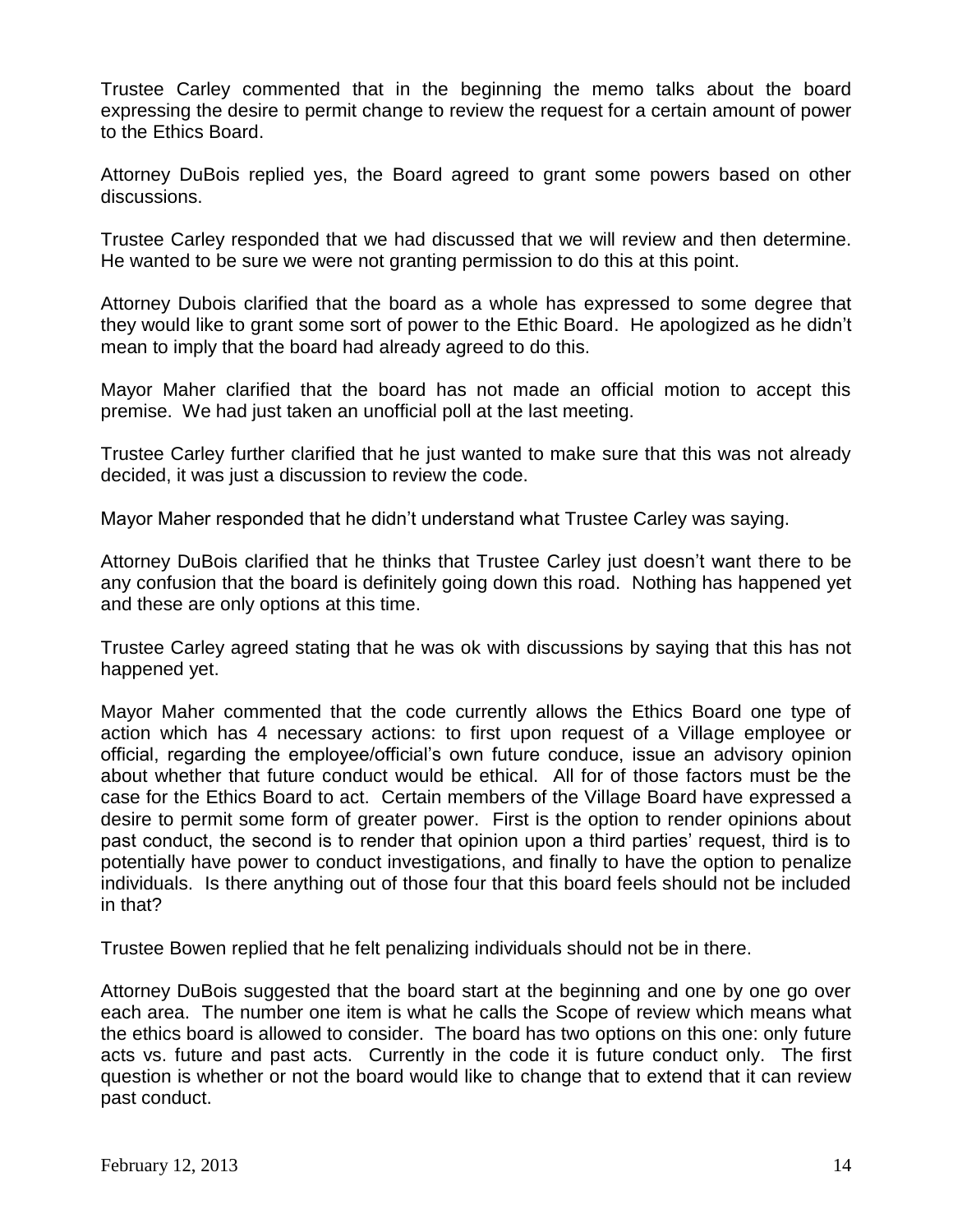Trustee Carley commented that in the beginning the memo talks about the board expressing the desire to permit change to review the request for a certain amount of power to the Ethics Board.

Attorney DuBois replied yes, the Board agreed to grant some powers based on other discussions.

Trustee Carley responded that we had discussed that we will review and then determine. He wanted to be sure we were not granting permission to do this at this point.

Attorney Dubois clarified that the board as a whole has expressed to some degree that they would like to grant some sort of power to the Ethic Board. He apologized as he didn't mean to imply that the board had already agreed to do this.

Mayor Maher clarified that the board has not made an official motion to accept this premise. We had just taken an unofficial poll at the last meeting.

Trustee Carley further clarified that he just wanted to make sure that this was not already decided, it was just a discussion to review the code.

Mayor Maher responded that he didn't understand what Trustee Carley was saying.

Attorney DuBois clarified that he thinks that Trustee Carley just doesn't want there to be any confusion that the board is definitely going down this road. Nothing has happened yet and these are only options at this time.

Trustee Carley agreed stating that he was ok with discussions by saying that this has not happened yet.

Mayor Maher commented that the code currently allows the Ethics Board one type of action which has 4 necessary actions: to first upon request of a Village employee or official, regarding the employee/official's own future conduce, issue an advisory opinion about whether that future conduct would be ethical. All for of those factors must be the case for the Ethics Board to act. Certain members of the Village Board have expressed a desire to permit some form of greater power. First is the option to render opinions about past conduct, the second is to render that opinion upon a third parties' request, third is to potentially have power to conduct investigations, and finally to have the option to penalize individuals. Is there anything out of those four that this board feels should not be included in that?

Trustee Bowen replied that he felt penalizing individuals should not be in there.

Attorney DuBois suggested that the board start at the beginning and one by one go over each area. The number one item is what he calls the Scope of review which means what the ethics board is allowed to consider. The board has two options on this one: only future acts vs. future and past acts. Currently in the code it is future conduct only. The first question is whether or not the board would like to change that to extend that it can review past conduct.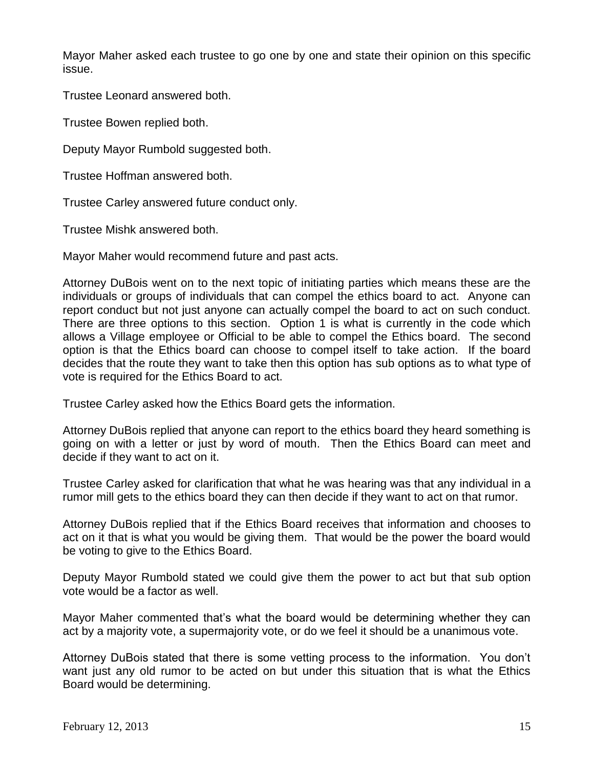Mayor Maher asked each trustee to go one by one and state their opinion on this specific issue.

Trustee Leonard answered both.

Trustee Bowen replied both.

Deputy Mayor Rumbold suggested both.

Trustee Hoffman answered both.

Trustee Carley answered future conduct only.

Trustee Mishk answered both.

Mayor Maher would recommend future and past acts.

Attorney DuBois went on to the next topic of initiating parties which means these are the individuals or groups of individuals that can compel the ethics board to act. Anyone can report conduct but not just anyone can actually compel the board to act on such conduct. There are three options to this section. Option 1 is what is currently in the code which allows a Village employee or Official to be able to compel the Ethics board. The second option is that the Ethics board can choose to compel itself to take action. If the board decides that the route they want to take then this option has sub options as to what type of vote is required for the Ethics Board to act.

Trustee Carley asked how the Ethics Board gets the information.

Attorney DuBois replied that anyone can report to the ethics board they heard something is going on with a letter or just by word of mouth. Then the Ethics Board can meet and decide if they want to act on it.

Trustee Carley asked for clarification that what he was hearing was that any individual in a rumor mill gets to the ethics board they can then decide if they want to act on that rumor.

Attorney DuBois replied that if the Ethics Board receives that information and chooses to act on it that is what you would be giving them. That would be the power the board would be voting to give to the Ethics Board.

Deputy Mayor Rumbold stated we could give them the power to act but that sub option vote would be a factor as well.

Mayor Maher commented that's what the board would be determining whether they can act by a majority vote, a supermajority vote, or do we feel it should be a unanimous vote.

Attorney DuBois stated that there is some vetting process to the information. You don't want just any old rumor to be acted on but under this situation that is what the Ethics Board would be determining.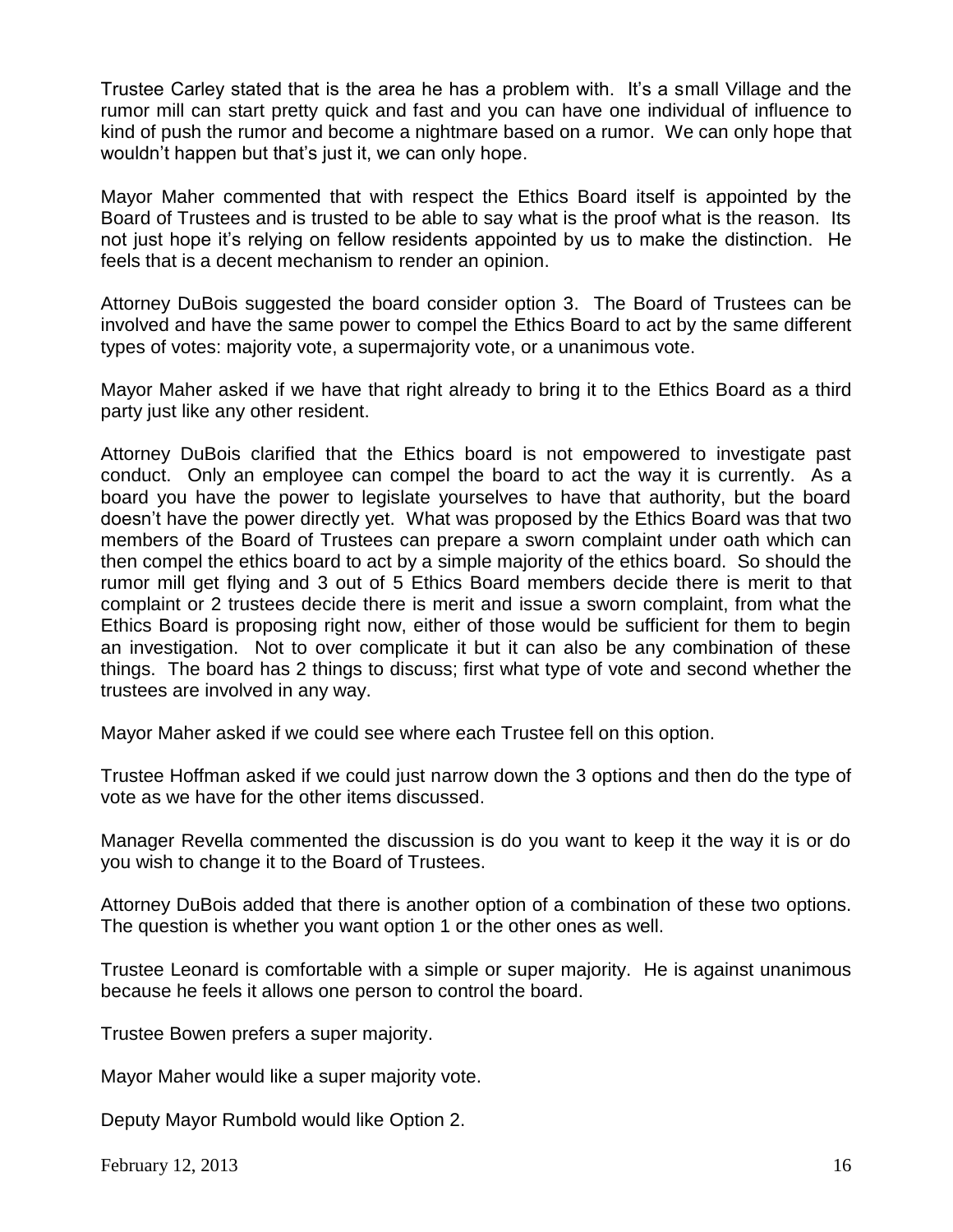Trustee Carley stated that is the area he has a problem with. It's a small Village and the rumor mill can start pretty quick and fast and you can have one individual of influence to kind of push the rumor and become a nightmare based on a rumor. We can only hope that wouldn't happen but that's just it, we can only hope.

Mayor Maher commented that with respect the Ethics Board itself is appointed by the Board of Trustees and is trusted to be able to say what is the proof what is the reason. Its not just hope it's relying on fellow residents appointed by us to make the distinction. He feels that is a decent mechanism to render an opinion.

Attorney DuBois suggested the board consider option 3. The Board of Trustees can be involved and have the same power to compel the Ethics Board to act by the same different types of votes: majority vote, a supermajority vote, or a unanimous vote.

Mayor Maher asked if we have that right already to bring it to the Ethics Board as a third party just like any other resident.

Attorney DuBois clarified that the Ethics board is not empowered to investigate past conduct. Only an employee can compel the board to act the way it is currently. As a board you have the power to legislate yourselves to have that authority, but the board doesn't have the power directly yet. What was proposed by the Ethics Board was that two members of the Board of Trustees can prepare a sworn complaint under oath which can then compel the ethics board to act by a simple majority of the ethics board. So should the rumor mill get flying and 3 out of 5 Ethics Board members decide there is merit to that complaint or 2 trustees decide there is merit and issue a sworn complaint, from what the Ethics Board is proposing right now, either of those would be sufficient for them to begin an investigation. Not to over complicate it but it can also be any combination of these things. The board has 2 things to discuss; first what type of vote and second whether the trustees are involved in any way.

Mayor Maher asked if we could see where each Trustee fell on this option.

Trustee Hoffman asked if we could just narrow down the 3 options and then do the type of vote as we have for the other items discussed.

Manager Revella commented the discussion is do you want to keep it the way it is or do you wish to change it to the Board of Trustees.

Attorney DuBois added that there is another option of a combination of these two options. The question is whether you want option 1 or the other ones as well.

Trustee Leonard is comfortable with a simple or super majority. He is against unanimous because he feels it allows one person to control the board.

Trustee Bowen prefers a super majority.

Mayor Maher would like a super majority vote.

Deputy Mayor Rumbold would like Option 2.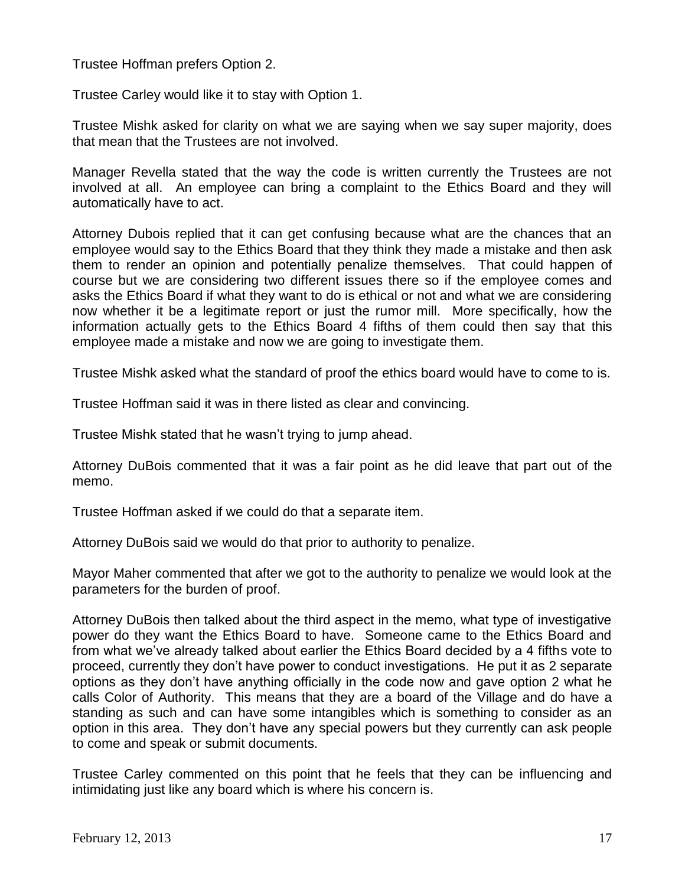Trustee Hoffman prefers Option 2.

Trustee Carley would like it to stay with Option 1.

Trustee Mishk asked for clarity on what we are saying when we say super majority, does that mean that the Trustees are not involved.

Manager Revella stated that the way the code is written currently the Trustees are not involved at all. An employee can bring a complaint to the Ethics Board and they will automatically have to act.

Attorney Dubois replied that it can get confusing because what are the chances that an employee would say to the Ethics Board that they think they made a mistake and then ask them to render an opinion and potentially penalize themselves. That could happen of course but we are considering two different issues there so if the employee comes and asks the Ethics Board if what they want to do is ethical or not and what we are considering now whether it be a legitimate report or just the rumor mill. More specifically, how the information actually gets to the Ethics Board 4 fifths of them could then say that this employee made a mistake and now we are going to investigate them.

Trustee Mishk asked what the standard of proof the ethics board would have to come to is.

Trustee Hoffman said it was in there listed as clear and convincing.

Trustee Mishk stated that he wasn't trying to jump ahead.

Attorney DuBois commented that it was a fair point as he did leave that part out of the memo.

Trustee Hoffman asked if we could do that a separate item.

Attorney DuBois said we would do that prior to authority to penalize.

Mayor Maher commented that after we got to the authority to penalize we would look at the parameters for the burden of proof.

Attorney DuBois then talked about the third aspect in the memo, what type of investigative power do they want the Ethics Board to have. Someone came to the Ethics Board and from what we've already talked about earlier the Ethics Board decided by a 4 fifths vote to proceed, currently they don't have power to conduct investigations. He put it as 2 separate options as they don't have anything officially in the code now and gave option 2 what he calls Color of Authority. This means that they are a board of the Village and do have a standing as such and can have some intangibles which is something to consider as an option in this area. They don't have any special powers but they currently can ask people to come and speak or submit documents.

Trustee Carley commented on this point that he feels that they can be influencing and intimidating just like any board which is where his concern is.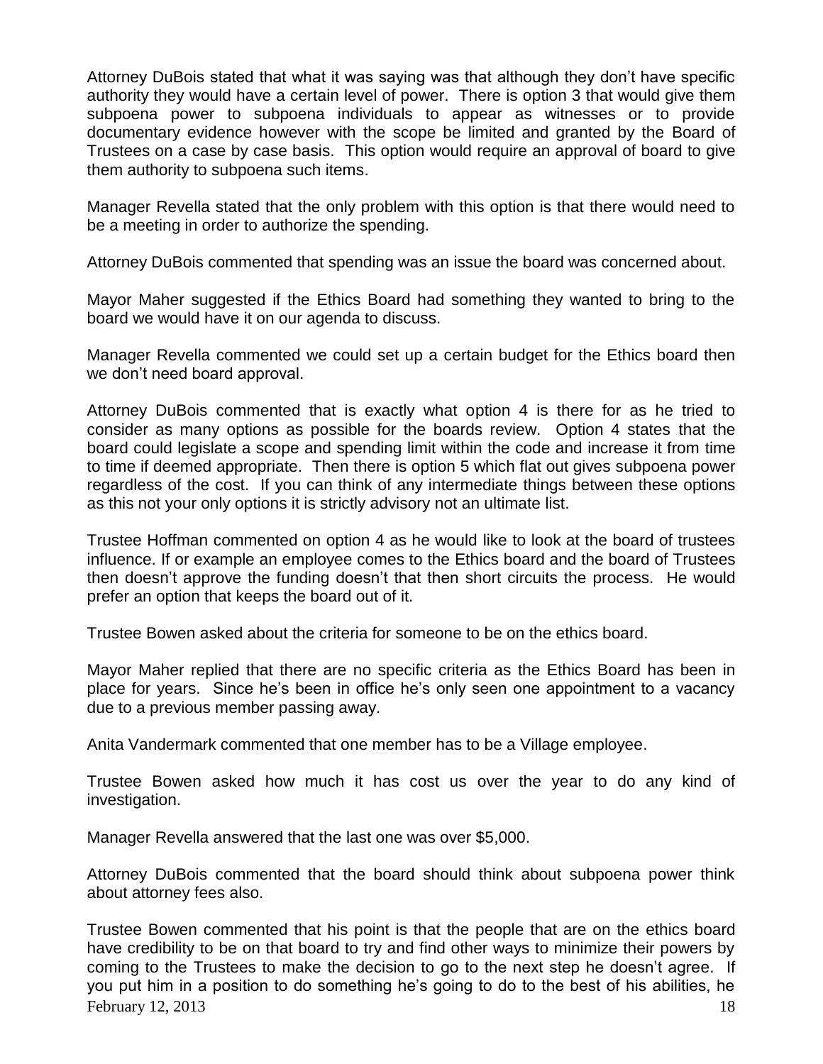Attorney DuBois stated that what it was saying was that although they don't have specific authority they would have a certain level of power. There is option 3 that would give them subpoena power to subpoena individuals to appear as witnesses or to provide documentary evidence however with the scope be limited and granted by the Board of Trustees on a case by case basis. This option would require an approval of board to give them authority to subpoena such items.

Manager Revella stated that the only problem with this option is that there would need to be a meeting in order to authorize the spending.

Attorney DuBois commented that spending was an issue the board was concerned about.

Mayor Maher suggested if the Ethics Board had something they wanted to bring to the board we would have it on our agenda to discuss.

Manager Revella commented we could set up a certain budget for the Ethics board then we don't need board approval.

Attorney DuBois commented that is exactly what option 4 is there for as he tried to consider as many options as possible for the boards review. Option 4 states that the board could legislate a scope and spending limit within the code and increase it from time to time if deemed appropriate. Then there is option 5 which flat out gives subpoena power regardless of the cost. If you can think of any intermediate things between these options as this not your only options it is strictly advisory not an ultimate list.

Trustee Hoffman commented on option 4 as he would like to look at the board of trustees influence. If or example an employee comes to the Ethics board and the board of Trustees then doesn't approve the funding doesn't that then short circuits the process. He would prefer an option that keeps the board out of it.

Trustee Bowen asked about the criteria for someone to be on the ethics board.

Mayor Maher replied that there are no specific criteria as the Ethics Board has been in place for years. Since he's been in office he's only seen one appointment to a vacancy due to a previous member passing away.

Anita Vandermark commented that one member has to be a Village employee.

Trustee Bowen asked how much it has cost us over the year to do any kind of investigation.

Manager Revella answered that the last one was over $5,000.

Attorney DuBois commented that the board should think about subpoena power think about attorney fees also.

Trustee Bowen commented that his point is that the people that are on the ethics board have credibility to be on that board to try and find other ways to minimize their powers by coming to the Trustees to make the decision to go to the next step he doesn't agree. If you put him in a position to do something he's going to do to the best of his abilities, he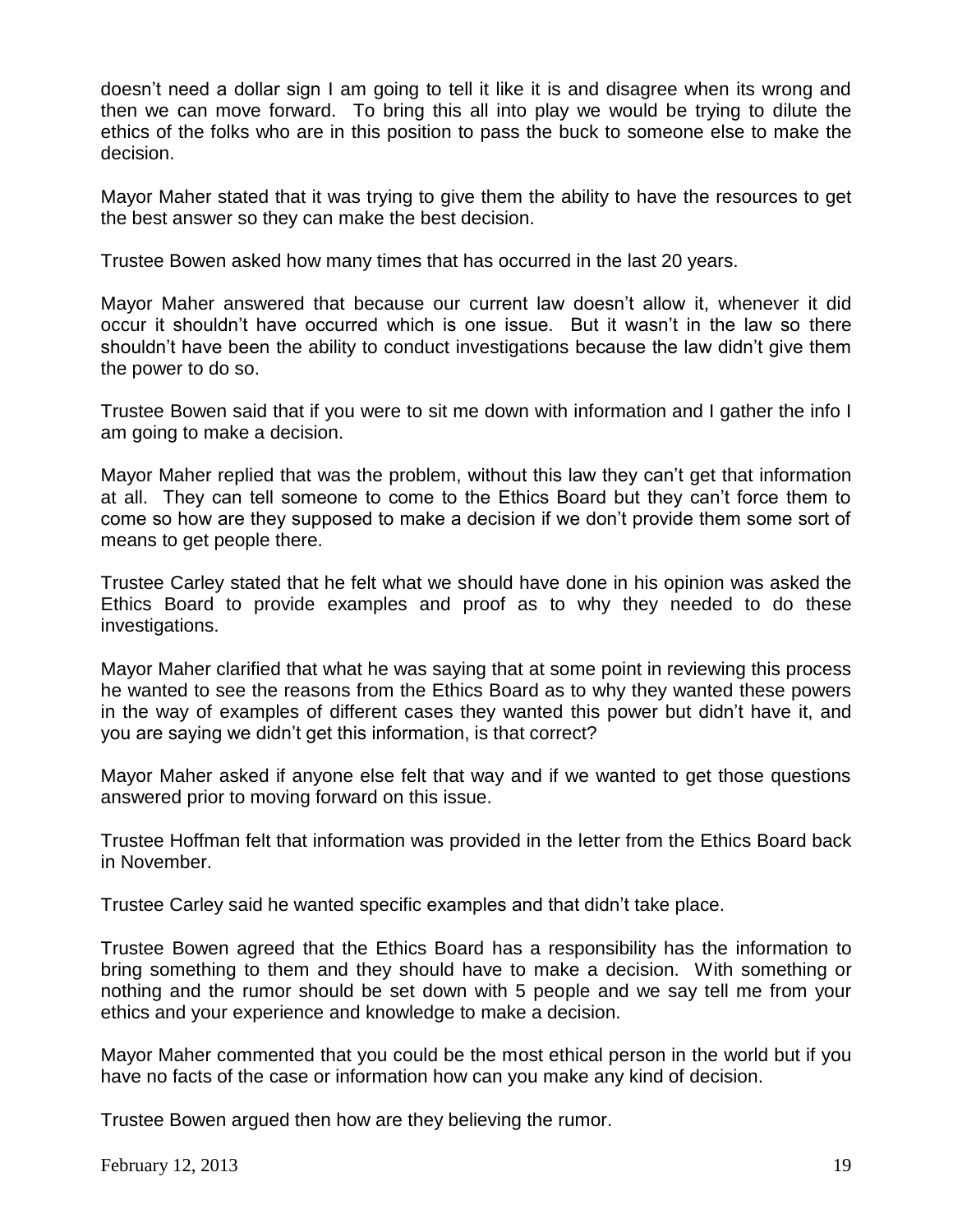doesn't need a dollar sign I am going to tell it like it is and disagree when its wrong and then we can move forward. To bring this all into play we would be trying to dilute the ethics of the folks who are in this position to pass the buck to someone else to make the decision.

Mayor Maher stated that it was trying to give them the ability to have the resources to get the best answer so they can make the best decision.

Trustee Bowen asked how many times that has occurred in the last 20 years.

Mayor Maher answered that because our current law doesn't allow it, whenever it did occur it shouldn't have occurred which is one issue. But it wasn't in the law so there shouldn't have been the ability to conduct investigations because the law didn't give them the power to do so.

Trustee Bowen said that if you were to sit me down with information and I gather the info I am going to make a decision.

Mayor Maher replied that was the problem, without this law they can't get that information at all. They can tell someone to come to the Ethics Board but they can't force them to come so how are they supposed to make a decision if we don't provide them some sort of means to get people there.

Trustee Carley stated that he felt what we should have done in his opinion was asked the Ethics Board to provide examples and proof as to why they needed to do these investigations.

Mayor Maher clarified that what he was saying that at some point in reviewing this process he wanted to see the reasons from the Ethics Board as to why they wanted these powers in the way of examples of different cases they wanted this power but didn't have it, and you are saying we didn't get this information, is that correct?

Mayor Maher asked if anyone else felt that way and if we wanted to get those questions answered prior to moving forward on this issue.

Trustee Hoffman felt that information was provided in the letter from the Ethics Board back in November.

Trustee Carley said he wanted specific examples and that didn't take place.

Trustee Bowen agreed that the Ethics Board has a responsibility has the information to bring something to them and they should have to make a decision. With something or nothing and the rumor should be set down with 5 people and we say tell me from your ethics and your experience and knowledge to make a decision.

Mayor Maher commented that you could be the most ethical person in the world but if you have no facts of the case or information how can you make any kind of decision.

Trustee Bowen argued then how are they believing the rumor.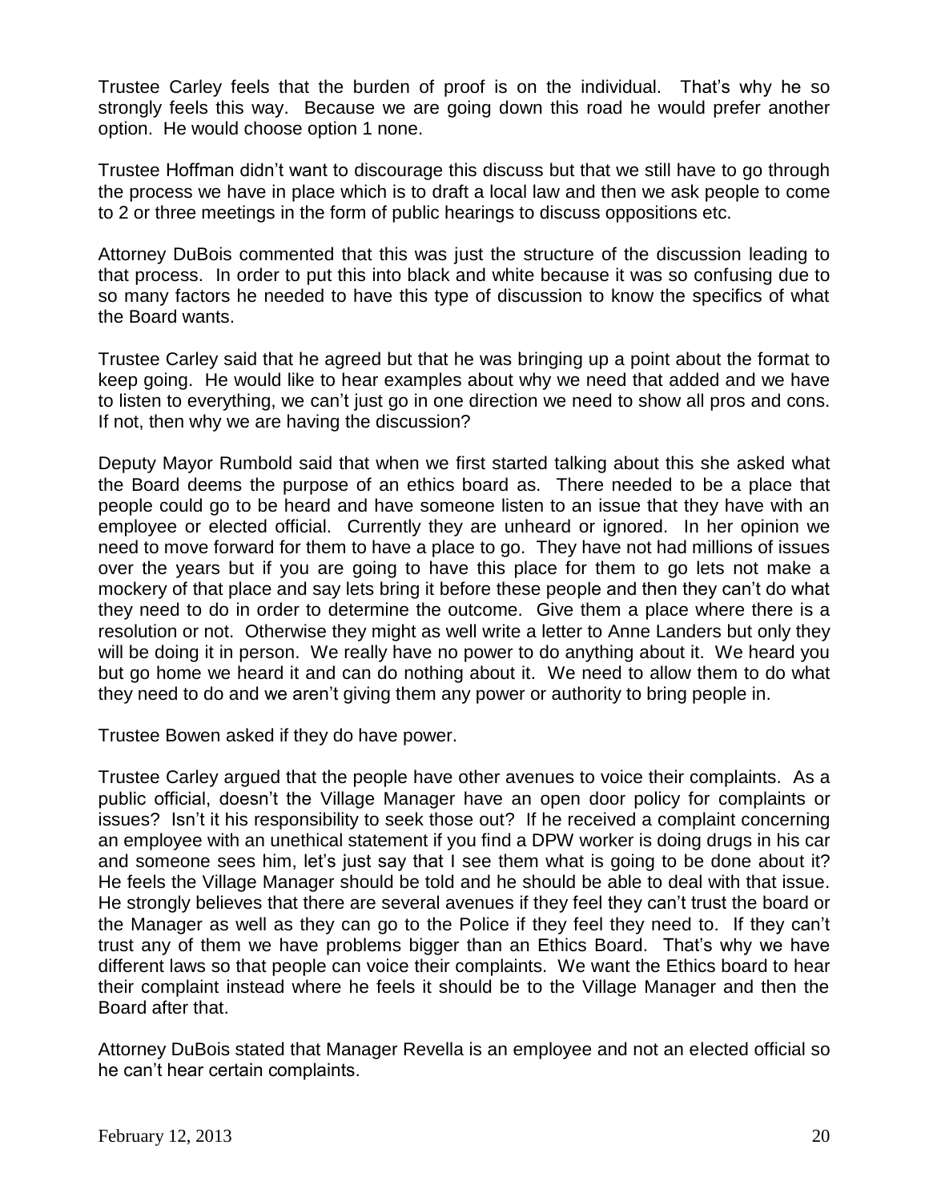Trustee Carley feels that the burden of proof is on the individual. That's why he so strongly feels this way. Because we are going down this road he would prefer another option. He would choose option 1 none.

Trustee Hoffman didn't want to discourage this discuss but that we still have to go through the process we have in place which is to draft a local law and then we ask people to come to 2 or three meetings in the form of public hearings to discuss oppositions etc.

Attorney DuBois commented that this was just the structure of the discussion leading to that process. In order to put this into black and white because it was so confusing due to so many factors he needed to have this type of discussion to know the specifics of what the Board wants.

Trustee Carley said that he agreed but that he was bringing up a point about the format to keep going. He would like to hear examples about why we need that added and we have to listen to everything, we can't just go in one direction we need to show all pros and cons. If not, then why we are having the discussion?

Deputy Mayor Rumbold said that when we first started talking about this she asked what the Board deems the purpose of an ethics board as. There needed to be a place that people could go to be heard and have someone listen to an issue that they have with an employee or elected official. Currently they are unheard or ignored. In her opinion we need to move forward for them to have a place to go. They have not had millions of issues over the years but if you are going to have this place for them to go lets not make a mockery of that place and say lets bring it before these people and then they can't do what they need to do in order to determine the outcome. Give them a place where there is a resolution or not. Otherwise they might as well write a letter to Anne Landers but only they will be doing it in person. We really have no power to do anything about it. We heard you but go home we heard it and can do nothing about it. We need to allow them to do what they need to do and we aren't giving them any power or authority to bring people in.

Trustee Bowen asked if they do have power.

Trustee Carley argued that the people have other avenues to voice their complaints. As a public official, doesn't the Village Manager have an open door policy for complaints or issues? Isn't it his responsibility to seek those out? If he received a complaint concerning an employee with an unethical statement if you find a DPW worker is doing drugs in his car and someone sees him, let's just say that I see them what is going to be done about it? He feels the Village Manager should be told and he should be able to deal with that issue. He strongly believes that there are several avenues if they feel they can't trust the board or the Manager as well as they can go to the Police if they feel they need to. If they can't trust any of them we have problems bigger than an Ethics Board. That's why we have different laws so that people can voice their complaints. We want the Ethics board to hear their complaint instead where he feels it should be to the Village Manager and then the Board after that.

Attorney DuBois stated that Manager Revella is an employee and not an elected official so he can't hear certain complaints.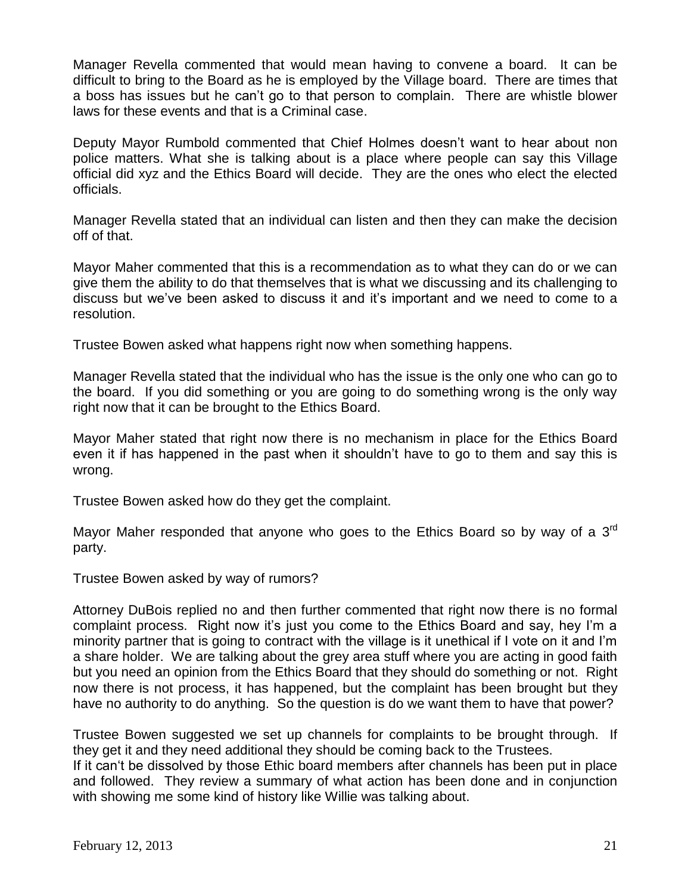Manager Revella commented that would mean having to convene a board. It can be difficult to bring to the Board as he is employed by the Village board. There are times that a boss has issues but he can't go to that person to complain. There are whistle blower laws for these events and that is a Criminal case.

Deputy Mayor Rumbold commented that Chief Holmes doesn't want to hear about non police matters. What she is talking about is a place where people can say this Village official did xyz and the Ethics Board will decide. They are the ones who elect the elected officials.

Manager Revella stated that an individual can listen and then they can make the decision off of that.

Mayor Maher commented that this is a recommendation as to what they can do or we can give them the ability to do that themselves that is what we discussing and its challenging to discuss but we've been asked to discuss it and it's important and we need to come to a resolution.

Trustee Bowen asked what happens right now when something happens.

Manager Revella stated that the individual who has the issue is the only one who can go to the board. If you did something or you are going to do something wrong is the only way right now that it can be brought to the Ethics Board.

Mayor Maher stated that right now there is no mechanism in place for the Ethics Board even it if has happened in the past when it shouldn't have to go to them and say this is wrong.

Trustee Bowen asked how do they get the complaint.

Mayor Maher responded that anyone who goes to the Ethics Board so by way of a 3rd party.

Trustee Bowen asked by way of rumors?

Attorney DuBois replied no and then further commented that right now there is no formal complaint process. Right now it's just you come to the Ethics Board and say, hey I'm a minority partner that is going to contract with the village is it unethical if I vote on it and I'm a share holder. We are talking about the grey area stuff where you are acting in good faith but you need an opinion from the Ethics Board that they should do something or not. Right now there is not process, it has happened, but the complaint has been brought but they have no authority to do anything. So the question is do we want them to have that power?

Trustee Bowen suggested we set up channels for complaints to be brought through. If they get it and they need additional they should be coming back to the Trustees.
If it can't be dissolved by those Ethic board members after channels has been put in place and followed. They review a summary of what action has been done and in conjunction with showing me some kind of history like Willie was talking about.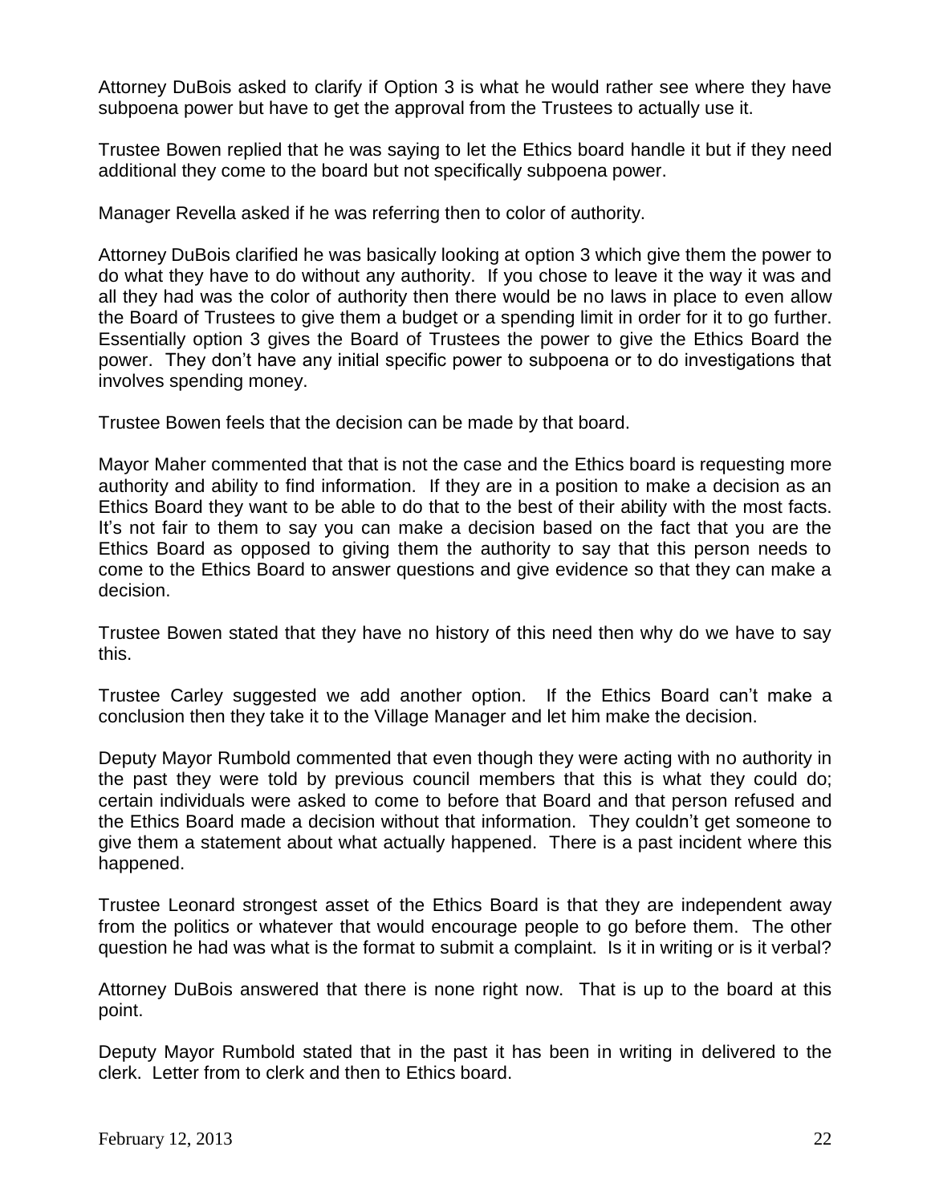Attorney DuBois asked to clarify if Option 3 is what he would rather see where they have subpoena power but have to get the approval from the Trustees to actually use it.

Trustee Bowen replied that he was saying to let the Ethics board handle it but if they need additional they come to the board but not specifically subpoena power.

Manager Revella asked if he was referring then to color of authority.

Attorney DuBois clarified he was basically looking at option 3 which give them the power to do what they have to do without any authority. If you chose to leave it the way it was and all they had was the color of authority then there would be no laws in place to even allow the Board of Trustees to give them a budget or a spending limit in order for it to go further. Essentially option 3 gives the Board of Trustees the power to give the Ethics Board the power. They don't have any initial specific power to subpoena or to do investigations that involves spending money.

Trustee Bowen feels that the decision can be made by that board.

Mayor Maher commented that that is not the case and the Ethics board is requesting more authority and ability to find information. If they are in a position to make a decision as an Ethics Board they want to be able to do that to the best of their ability with the most facts. It's not fair to them to say you can make a decision based on the fact that you are the Ethics Board as opposed to giving them the authority to say that this person needs to come to the Ethics Board to answer questions and give evidence so that they can make a decision.

Trustee Bowen stated that they have no history of this need then why do we have to say this.

Trustee Carley suggested we add another option. If the Ethics Board can't make a conclusion then they take it to the Village Manager and let him make the decision.

Deputy Mayor Rumbold commented that even though they were acting with no authority in the past they were told by previous council members that this is what they could do; certain individuals were asked to come to before that Board and that person refused and the Ethics Board made a decision without that information. They couldn't get someone to give them a statement about what actually happened. There is a past incident where this happened.

Trustee Leonard strongest asset of the Ethics Board is that they are independent away from the politics or whatever that would encourage people to go before them. The other question he had was what is the format to submit a complaint. Is it in writing or is it verbal?

Attorney DuBois answered that there is none right now. That is up to the board at this point.

Deputy Mayor Rumbold stated that in the past it has been in writing in delivered to the clerk. Letter from to clerk and then to Ethics board.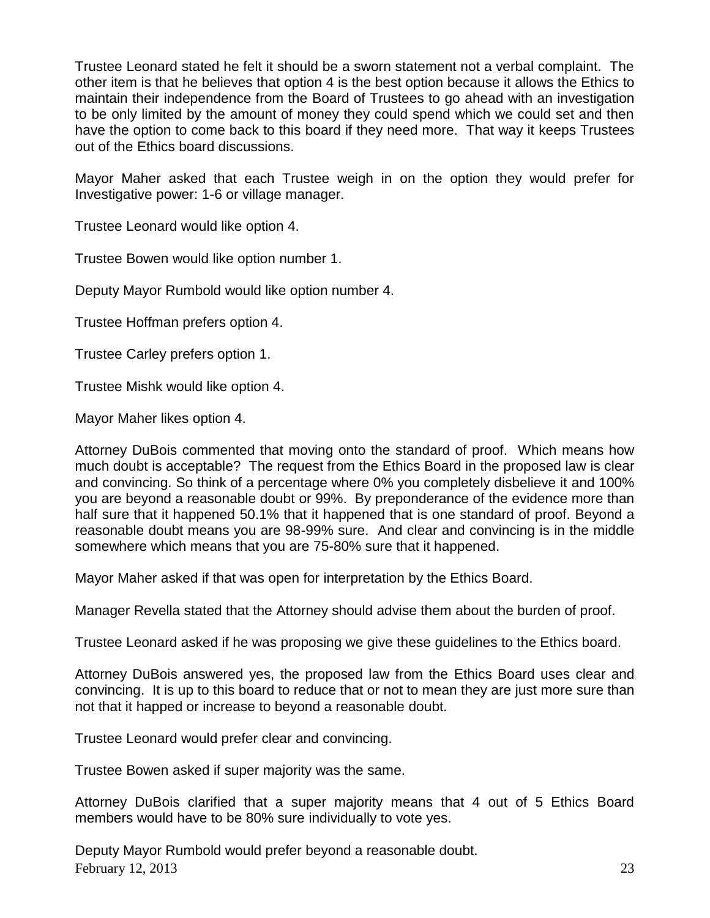Trustee Leonard stated he felt it should be a sworn statement not a verbal complaint. The other item is that he believes that option 4 is the best option because it allows the Ethics to maintain their independence from the Board of Trustees to go ahead with an investigation to be only limited by the amount of money they could spend which we could set and then have the option to come back to this board if they need more. That way it keeps Trustees out of the Ethics board discussions.

Mayor Maher asked that each Trustee weigh in on the option they would prefer for Investigative power: 1-6 or village manager.

Trustee Leonard would like option 4.

Trustee Bowen would like option number 1.

Deputy Mayor Rumbold would like option number 4.

Trustee Hoffman prefers option 4.

Trustee Carley prefers option 1.

Trustee Mishk would like option 4.

Mayor Maher likes option 4.

Attorney DuBois commented that moving onto the standard of proof. Which means how much doubt is acceptable? The request from the Ethics Board in the proposed law is clear and convincing. So think of a percentage where 0% you completely disbelieve it and 100% you are beyond a reasonable doubt or 99%. By preponderance of the evidence more than half sure that it happened 50.1% that it happened that is one standard of proof. Beyond a reasonable doubt means you are 98-99% sure. And clear and convincing is in the middle somewhere which means that you are 75-80% sure that it happened.

Mayor Maher asked if that was open for interpretation by the Ethics Board.

Manager Revella stated that the Attorney should advise them about the burden of proof.

Trustee Leonard asked if he was proposing we give these guidelines to the Ethics board.

Attorney DuBois answered yes, the proposed law from the Ethics Board uses clear and convincing. It is up to this board to reduce that or not to mean they are just more sure than not that it happed or increase to beyond a reasonable doubt.

Trustee Leonard would prefer clear and convincing.

Trustee Bowen asked if super majority was the same.

Attorney DuBois clarified that a super majority means that 4 out of 5 Ethics Board members would have to be 80% sure individually to vote yes.

Deputy Mayor Rumbold would prefer beyond a reasonable doubt.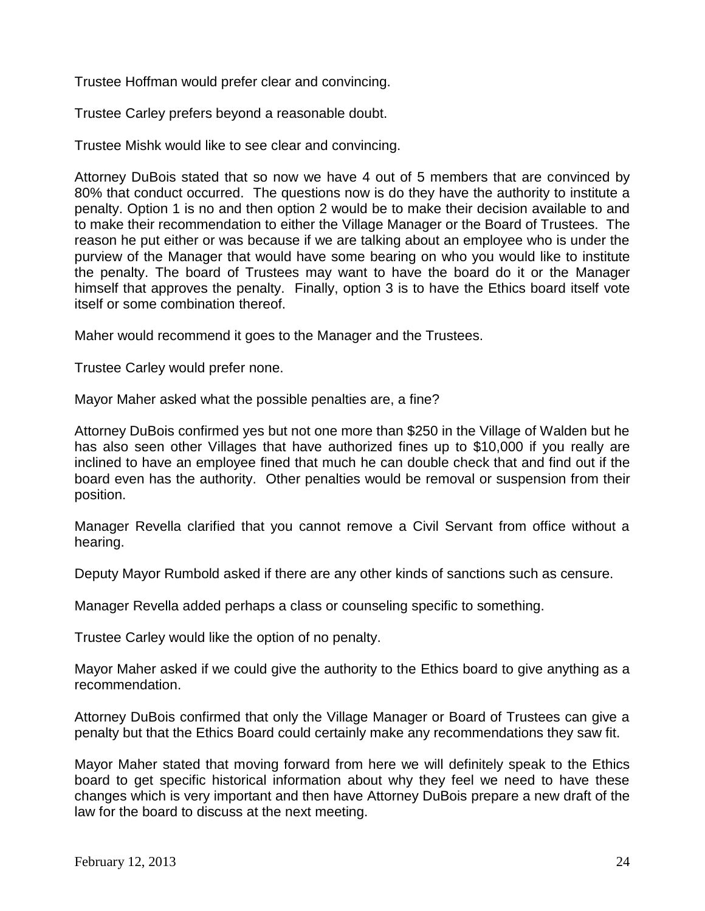Trustee Hoffman would prefer clear and convincing.

Trustee Carley prefers beyond a reasonable doubt.

Trustee Mishk would like to see clear and convincing.

Attorney DuBois stated that so now we have 4 out of 5 members that are convinced by 80% that conduct occurred. The questions now is do they have the authority to institute a penalty. Option 1 is no and then option 2 would be to make their decision available to and to make their recommendation to either the Village Manager or the Board of Trustees. The reason he put either or was because if we are talking about an employee who is under the purview of the Manager that would have some bearing on who you would like to institute the penalty. The board of Trustees may want to have the board do it or the Manager himself that approves the penalty. Finally, option 3 is to have the Ethics board itself vote itself or some combination thereof.

Maher would recommend it goes to the Manager and the Trustees.

Trustee Carley would prefer none.

Mayor Maher asked what the possible penalties are, a fine?

Attorney DuBois confirmed yes but not one more than $250 in the Village of Walden but he has also seen other Villages that have authorized fines up to $10,000 if you really are inclined to have an employee fined that much he can double check that and find out if the board even has the authority. Other penalties would be removal or suspension from their position.

Manager Revella clarified that you cannot remove a Civil Servant from office without a hearing.

Deputy Mayor Rumbold asked if there are any other kinds of sanctions such as censure.

Manager Revella added perhaps a class or counseling specific to something.

Trustee Carley would like the option of no penalty.

Mayor Maher asked if we could give the authority to the Ethics board to give anything as a recommendation.

Attorney DuBois confirmed that only the Village Manager or Board of Trustees can give a penalty but that the Ethics Board could certainly make any recommendations they saw fit.

Mayor Maher stated that moving forward from here we will definitely speak to the Ethics board to get specific historical information about why they feel we need to have these changes which is very important and then have Attorney DuBois prepare a new draft of the law for the board to discuss at the next meeting.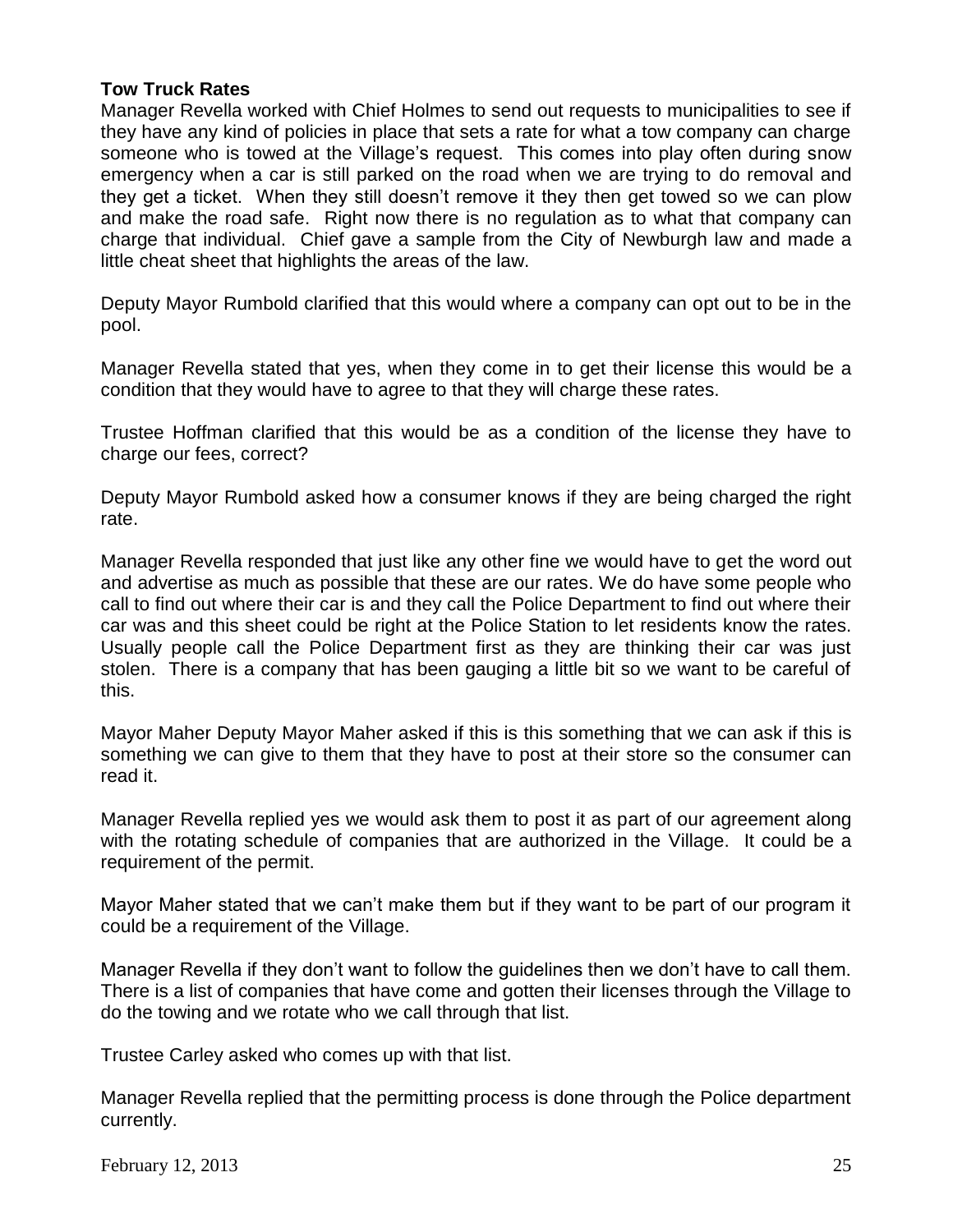**Tow Truck Rates**

Manager Revella worked with Chief Holmes to send out requests to municipalities to see if they have any kind of policies in place that sets a rate for what a tow company can charge someone who is towed at the Village's request. This comes into play often during snow emergency when a car is still parked on the road when we are trying to do removal and they get a ticket. When they still doesn't remove it they then get towed so we can plow and make the road safe. Right now there is no regulation as to what that company can charge that individual. Chief gave a sample from the City of Newburgh law and made a little cheat sheet that highlights the areas of the law.

Deputy Mayor Rumbold clarified that this would where a company can opt out to be in the pool.

Manager Revella stated that yes, when they come in to get their license this would be a condition that they would have to agree to that they will charge these rates.

Trustee Hoffman clarified that this would be as a condition of the license they have to charge our fees, correct?

Deputy Mayor Rumbold asked how a consumer knows if they are being charged the right rate.

Manager Revella responded that just like any other fine we would have to get the word out and advertise as much as possible that these are our rates. We do have some people who call to find out where their car is and they call the Police Department to find out where their car was and this sheet could be right at the Police Station to let residents know the rates. Usually people call the Police Department first as they are thinking their car was just stolen. There is a company that has been gauging a little bit so we want to be careful of this.

Mayor Maher Deputy Mayor Maher asked if this is this something that we can ask if this is something we can give to them that they have to post at their store so the consumer can read it.

Manager Revella replied yes we would ask them to post it as part of our agreement along with the rotating schedule of companies that are authorized in the Village. It could be a requirement of the permit.

Mayor Maher stated that we can't make them but if they want to be part of our program it could be a requirement of the Village.

Manager Revella if they don't want to follow the guidelines then we don't have to call them. There is a list of companies that have come and gotten their licenses through the Village to do the towing and we rotate who we call through that list.

Trustee Carley asked who comes up with that list.

Manager Revella replied that the permitting process is done through the Police department currently.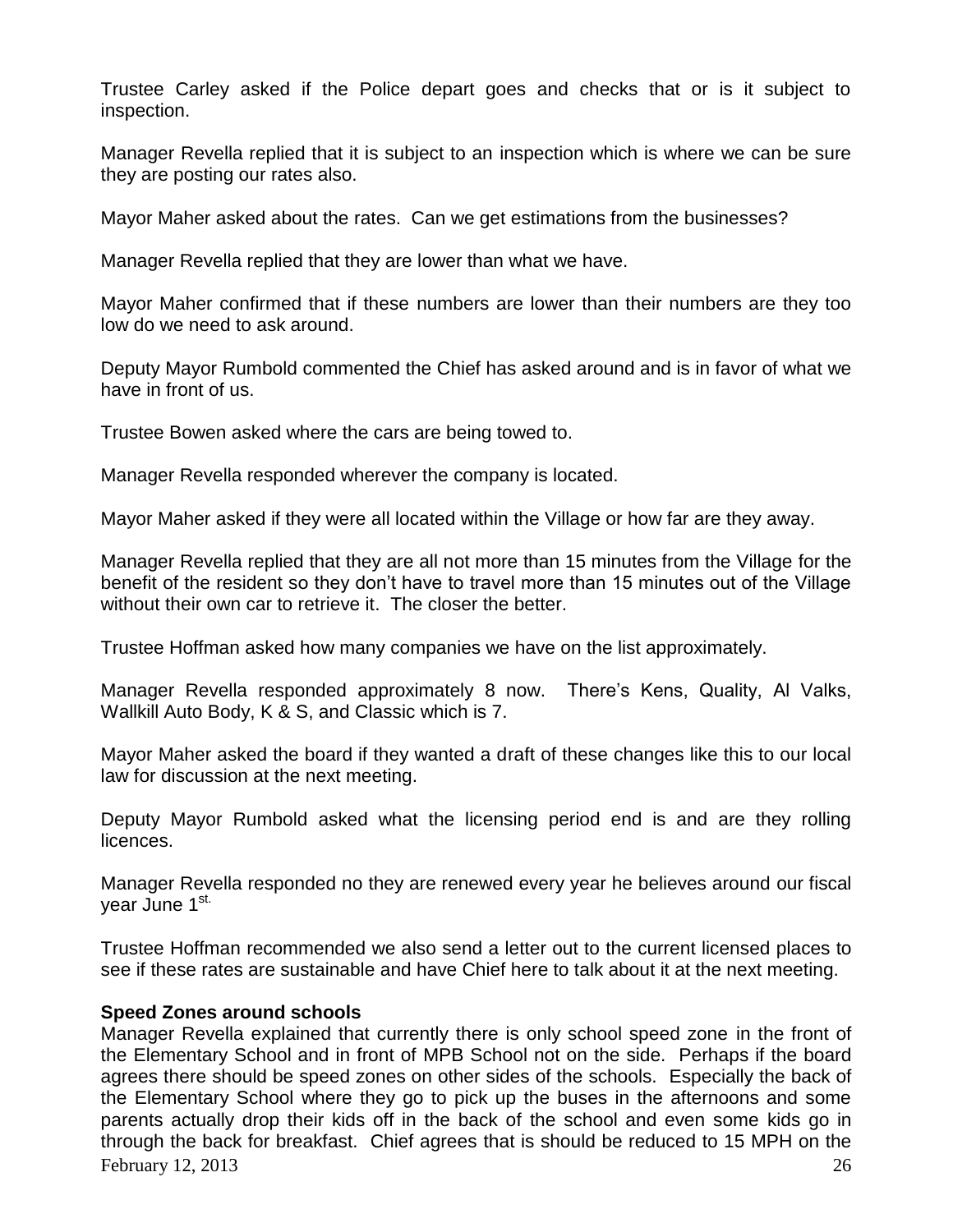Trustee Carley asked if the Police depart goes and checks that or is it subject to inspection.

Manager Revella replied that it is subject to an inspection which is where we can be sure they are posting our rates also.

Mayor Maher asked about the rates. Can we get estimations from the businesses?

Manager Revella replied that they are lower than what we have.

Mayor Maher confirmed that if these numbers are lower than their numbers are they too low do we need to ask around.

Deputy Mayor Rumbold commented the Chief has asked around and is in favor of what we have in front of us.

Trustee Bowen asked where the cars are being towed to.

Manager Revella responded wherever the company is located.

Mayor Maher asked if they were all located within the Village or how far are they away.

Manager Revella replied that they are all not more than 15 minutes from the Village for the benefit of the resident so they don't have to travel more than 15 minutes out of the Village without their own car to retrieve it. The closer the better.

Trustee Hoffman asked how many companies we have on the list approximately.

Manager Revella responded approximately 8 now. There's Kens, Quality, Al Valks, Wallkill Auto Body, K & S, and Classic which is 7.

Mayor Maher asked the board if they wanted a draft of these changes like this to our local law for discussion at the next meeting.

Deputy Mayor Rumbold asked what the licensing period end is and are they rolling licences.

Manager Revella responded no they are renewed every year he believes around our fiscal year June 1st.

Trustee Hoffman recommended we also send a letter out to the current licensed places to see if these rates are sustainable and have Chief here to talk about it at the next meeting.

**Speed Zones around schools**

Manager Revella explained that currently there is only school speed zone in the front of the Elementary School and in front of MPB School not on the side. Perhaps if the board agrees there should be speed zones on other sides of the schools. Especially the back of the Elementary School where they go to pick up the buses in the afternoons and some parents actually drop their kids off in the back of the school and even some kids go in through the back for breakfast. Chief agrees that is should be reduced to 15 MPH on the

February 12, 2013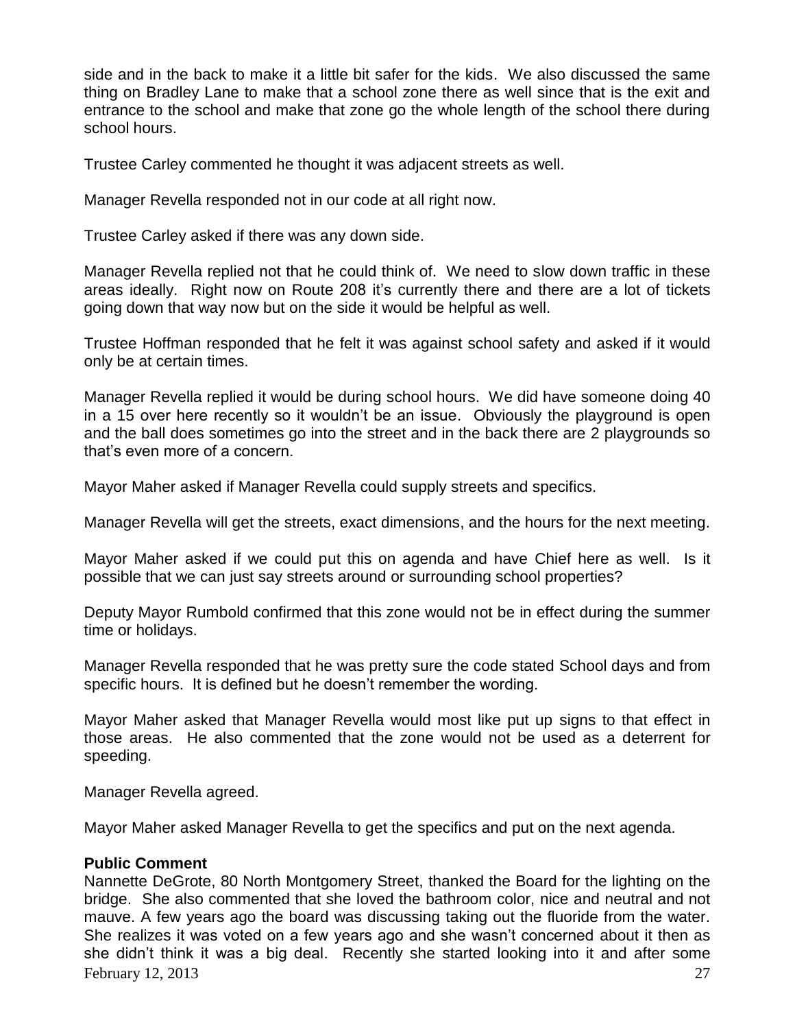side and in the back to make it a little bit safer for the kids. We also discussed the same thing on Bradley Lane to make that a school zone there as well since that is the exit and entrance to the school and make that zone go the whole length of the school there during school hours.

Trustee Carley commented he thought it was adjacent streets as well.

Manager Revella responded not in our code at all right now.

Trustee Carley asked if there was any down side.

Manager Revella replied not that he could think of. We need to slow down traffic in these areas ideally. Right now on Route 208 it's currently there and there are a lot of tickets going down that way now but on the side it would be helpful as well.

Trustee Hoffman responded that he felt it was against school safety and asked if it would only be at certain times.

Manager Revella replied it would be during school hours. We did have someone doing 40 in a 15 over here recently so it wouldn't be an issue. Obviously the playground is open and the ball does sometimes go into the street and in the back there are 2 playgrounds so that's even more of a concern.

Mayor Maher asked if Manager Revella could supply streets and specifics.

Manager Revella will get the streets, exact dimensions, and the hours for the next meeting.

Mayor Maher asked if we could put this on agenda and have Chief here as well. Is it possible that we can just say streets around or surrounding school properties?

Deputy Mayor Rumbold confirmed that this zone would not be in effect during the summer time or holidays.

Manager Revella responded that he was pretty sure the code stated School days and from specific hours. It is defined but he doesn't remember the wording.

Mayor Maher asked that Manager Revella would most like put up signs to that effect in those areas. He also commented that the zone would not be used as a deterrent for speeding.

Manager Revella agreed.

Mayor Maher asked Manager Revella to get the specifics and put on the next agenda.

**Public Comment**

Nannette DeGrote, 80 North Montgomery Street, thanked the Board for the lighting on the bridge. She also commented that she loved the bathroom color, nice and neutral and not mauve. A few years ago the board was discussing taking out the fluoride from the water. She realizes it was voted on a few years ago and she wasn't concerned about it then as she didn't think it was a big deal. Recently she started looking into it and after some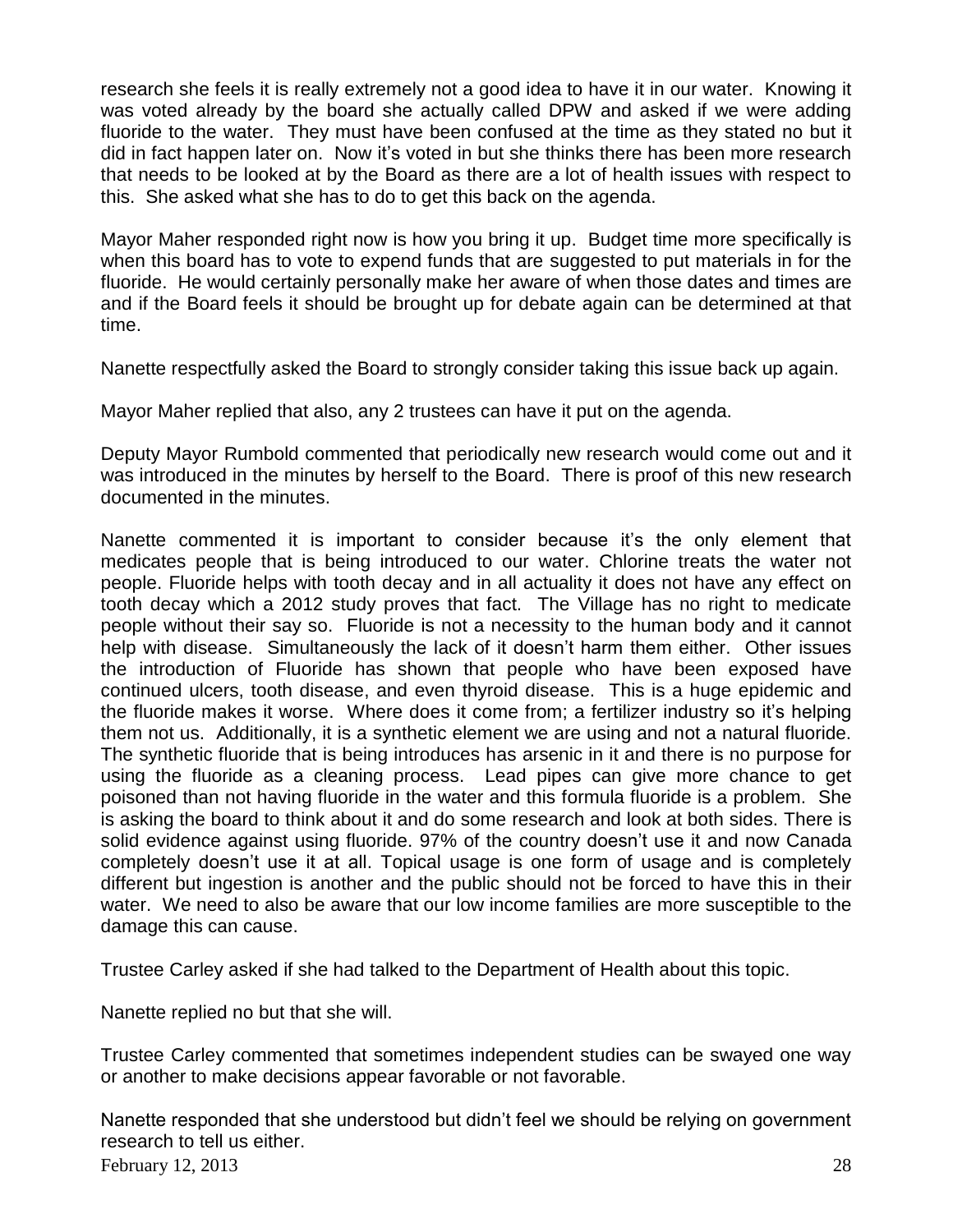research she feels it is really extremely not a good idea to have it in our water. Knowing it was voted already by the board she actually called DPW and asked if we were adding fluoride to the water. They must have been confused at the time as they stated no but it did in fact happen later on. Now it's voted in but she thinks there has been more research that needs to be looked at by the Board as there are a lot of health issues with respect to this. She asked what she has to do to get this back on the agenda.

Mayor Maher responded right now is how you bring it up. Budget time more specifically is when this board has to vote to expend funds that are suggested to put materials in for the fluoride. He would certainly personally make her aware of when those dates and times are and if the Board feels it should be brought up for debate again can be determined at that time.

Nanette respectfully asked the Board to strongly consider taking this issue back up again.

Mayor Maher replied that also, any 2 trustees can have it put on the agenda.

Deputy Mayor Rumbold commented that periodically new research would come out and it was introduced in the minutes by herself to the Board. There is proof of this new research documented in the minutes.

Nanette commented it is important to consider because it's the only element that medicates people that is being introduced to our water. Chlorine treats the water not people. Fluoride helps with tooth decay and in all actuality it does not have any effect on tooth decay which a 2012 study proves that fact. The Village has no right to medicate people without their say so. Fluoride is not a necessity to the human body and it cannot help with disease. Simultaneously the lack of it doesn't harm them either. Other issues the introduction of Fluoride has shown that people who have been exposed have continued ulcers, tooth disease, and even thyroid disease. This is a huge epidemic and the fluoride makes it worse. Where does it come from; a fertilizer industry so it's helping them not us. Additionally, it is a synthetic element we are using and not a natural fluoride. The synthetic fluoride that is being introduces has arsenic in it and there is no purpose for using the fluoride as a cleaning process. Lead pipes can give more chance to get poisoned than not having fluoride in the water and this formula fluoride is a problem. She is asking the board to think about it and do some research and look at both sides. There is solid evidence against using fluoride. 97% of the country doesn't use it and now Canada completely doesn't use it at all. Topical usage is one form of usage and is completely different but ingestion is another and the public should not be forced to have this in their water. We need to also be aware that our low income families are more susceptible to the damage this can cause.

Trustee Carley asked if she had talked to the Department of Health about this topic.

Nanette replied no but that she will.

Trustee Carley commented that sometimes independent studies can be swayed one way or another to make decisions appear favorable or not favorable.

Nanette responded that she understood but didn't feel we should be relying on government research to tell us either.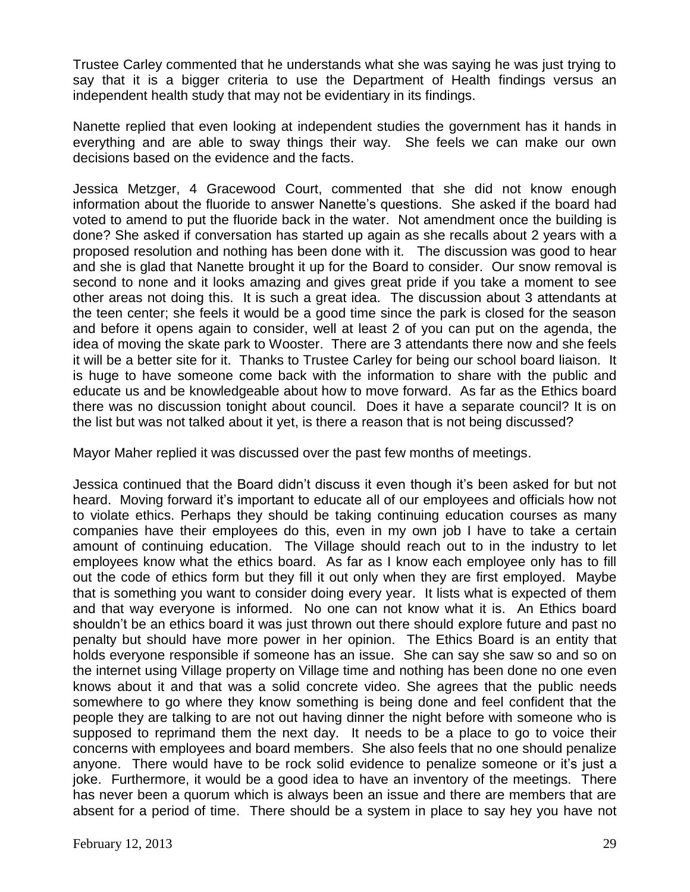Trustee Carley commented that he understands what she was saying he was just trying to say that it is a bigger criteria to use the Department of Health findings versus an independent health study that may not be evidentiary in its findings.

Nanette replied that even looking at independent studies the government has it hands in everything and are able to sway things their way. She feels we can make our own decisions based on the evidence and the facts.

Jessica Metzger, 4 Gracewood Court, commented that she did not know enough information about the fluoride to answer Nanette's questions. She asked if the board had voted to amend to put the fluoride back in the water. Not amendment once the building is done? She asked if conversation has started up again as she recalls about 2 years with a proposed resolution and nothing has been done with it. The discussion was good to hear and she is glad that Nanette brought it up for the Board to consider. Our snow removal is second to none and it looks amazing and gives great pride if you take a moment to see other areas not doing this. It is such a great idea. The discussion about 3 attendants at the teen center; she feels it would be a good time since the park is closed for the season and before it opens again to consider, well at least 2 of you can put on the agenda, the idea of moving the skate park to Wooster. There are 3 attendants there now and she feels it will be a better site for it. Thanks to Trustee Carley for being our school board liaison. It is huge to have someone come back with the information to share with the public and educate us and be knowledgeable about how to move forward. As far as the Ethics board there was no discussion tonight about council. Does it have a separate council? It is on the list but was not talked about it yet, is there a reason that is not being discussed?

Mayor Maher replied it was discussed over the past few months of meetings.

Jessica continued that the Board didn't discuss it even though it's been asked for but not heard. Moving forward it's important to educate all of our employees and officials how not to violate ethics. Perhaps they should be taking continuing education courses as many companies have their employees do this, even in my own job I have to take a certain amount of continuing education. The Village should reach out to in the industry to let employees know what the ethics board. As far as I know each employee only has to fill out the code of ethics form but they fill it out only when they are first employed. Maybe that is something you want to consider doing every year. It lists what is expected of them and that way everyone is informed. No one can not know what it is. An Ethics board shouldn't be an ethics board it was just thrown out there should explore future and past no penalty but should have more power in her opinion. The Ethics Board is an entity that holds everyone responsible if someone has an issue. She can say she saw so and so on the internet using Village property on Village time and nothing has been done no one even knows about it and that was a solid concrete video. She agrees that the public needs somewhere to go where they know something is being done and feel confident that the people they are talking to are not out having dinner the night before with someone who is supposed to reprimand them the next day. It needs to be a place to go to voice their concerns with employees and board members. She also feels that no one should penalize anyone. There would have to be rock solid evidence to penalize someone or it's just a joke. Furthermore, it would be a good idea to have an inventory of the meetings. There has never been a quorum which is always been an issue and there are members that are absent for a period of time. There should be a system in place to say hey you have not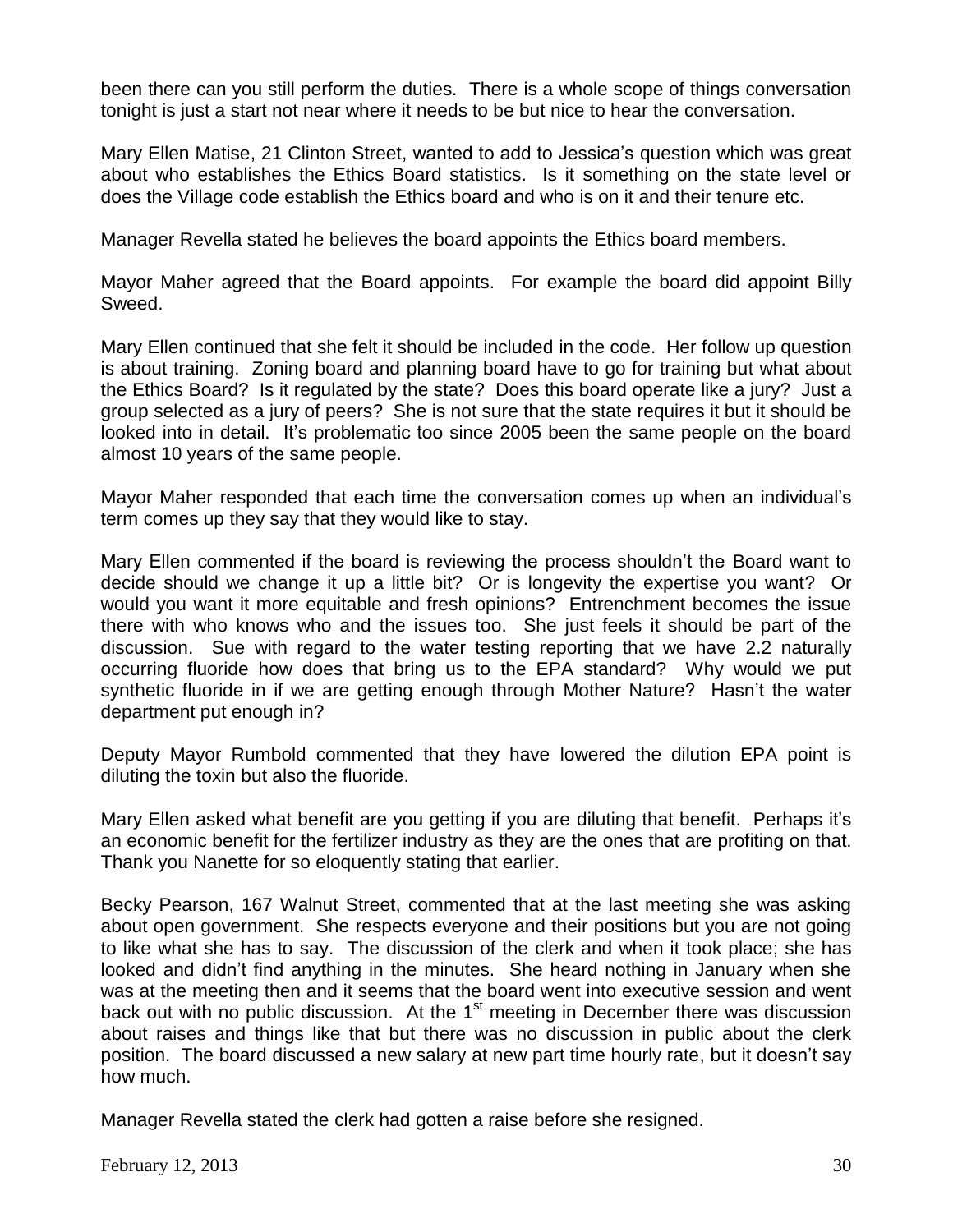been there can you still perform the duties. There is a whole scope of things conversation tonight is just a start not near where it needs to be but nice to hear the conversation.

Mary Ellen Matise, 21 Clinton Street, wanted to add to Jessica's question which was great about who establishes the Ethics Board statistics. Is it something on the state level or does the Village code establish the Ethics board and who is on it and their tenure etc.

Manager Revella stated he believes the board appoints the Ethics board members.

Mayor Maher agreed that the Board appoints. For example the board did appoint Billy Sweed.

Mary Ellen continued that she felt it should be included in the code. Her follow up question is about training. Zoning board and planning board have to go for training but what about the Ethics Board? Is it regulated by the state? Does this board operate like a jury? Just a group selected as a jury of peers? She is not sure that the state requires it but it should be looked into in detail. It's problematic too since 2005 been the same people on the board almost 10 years of the same people.

Mayor Maher responded that each time the conversation comes up when an individual's term comes up they say that they would like to stay.

Mary Ellen commented if the board is reviewing the process shouldn't the Board want to decide should we change it up a little bit? Or is longevity the expertise you want? Or would you want it more equitable and fresh opinions? Entrenchment becomes the issue there with who knows who and the issues too. She just feels it should be part of the discussion. Sue with regard to the water testing reporting that we have 2.2 naturally occurring fluoride how does that bring us to the EPA standard? Why would we put synthetic fluoride in if we are getting enough through Mother Nature? Hasn't the water department put enough in?

Deputy Mayor Rumbold commented that they have lowered the dilution EPA point is diluting the toxin but also the fluoride.

Mary Ellen asked what benefit are you getting if you are diluting that benefit. Perhaps it's an economic benefit for the fertilizer industry as they are the ones that are profiting on that. Thank you Nanette for so eloquently stating that earlier.

Becky Pearson, 167 Walnut Street, commented that at the last meeting she was asking about open government. She respects everyone and their positions but you are not going to like what she has to say. The discussion of the clerk and when it took place; she has looked and didn't find anything in the minutes. She heard nothing in January when she was at the meeting then and it seems that the board went into executive session and went back out with no public discussion. At the 1st meeting in December there was discussion about raises and things like that but there was no discussion in public about the clerk position. The board discussed a new salary at new part time hourly rate, but it doesn't say how much.

Manager Revella stated the clerk had gotten a raise before she resigned.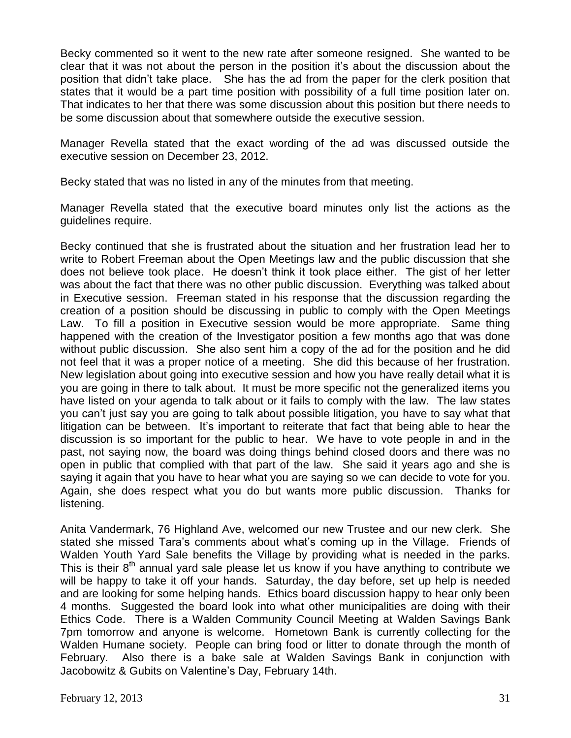Becky commented so it went to the new rate after someone resigned. She wanted to be clear that it was not about the person in the position it's about the discussion about the position that didn't take place. She has the ad from the paper for the clerk position that states that it would be a part time position with possibility of a full time position later on. That indicates to her that there was some discussion about this position but there needs to be some discussion about that somewhere outside the executive session.

Manager Revella stated that the exact wording of the ad was discussed outside the executive session on December 23, 2012.

Becky stated that was no listed in any of the minutes from that meeting.

Manager Revella stated that the executive board minutes only list the actions as the guidelines require.

Becky continued that she is frustrated about the situation and her frustration lead her to write to Robert Freeman about the Open Meetings law and the public discussion that she does not believe took place. He doesn't think it took place either. The gist of her letter was about the fact that there was no other public discussion. Everything was talked about in Executive session. Freeman stated in his response that the discussion regarding the creation of a position should be discussing in public to comply with the Open Meetings Law. To fill a position in Executive session would be more appropriate. Same thing happened with the creation of the Investigator position a few months ago that was done without public discussion. She also sent him a copy of the ad for the position and he did not feel that it was a proper notice of a meeting. She did this because of her frustration. New legislation about going into executive session and how you have really detail what it is you are going in there to talk about. It must be more specific not the generalized items you have listed on your agenda to talk about or it fails to comply with the law. The law states you can't just say you are going to talk about possible litigation, you have to say what that litigation can be between. It's important to reiterate that fact that being able to hear the discussion is so important for the public to hear. We have to vote people in and in the past, not saying now, the board was doing things behind closed doors and there was no open in public that complied with that part of the law. She said it years ago and she is saying it again that you have to hear what you are saying so we can decide to vote for you. Again, she does respect what you do but wants more public discussion. Thanks for listening.

Anita Vandermark, 76 Highland Ave, welcomed our new Trustee and our new clerk. She stated she missed Tara's comments about what's coming up in the Village. Friends of Walden Youth Yard Sale benefits the Village by providing what is needed in the parks. This is their 8th annual yard sale please let us know if you have anything to contribute we will be happy to take it off your hands. Saturday, the day before, set up help is needed and are looking for some helping hands. Ethics board discussion happy to hear only been 4 months. Suggested the board look into what other municipalities are doing with their Ethics Code. There is a Walden Community Council Meeting at Walden Savings Bank 7pm tomorrow and anyone is welcome. Hometown Bank is currently collecting for the Walden Humane society. People can bring food or litter to donate through the month of February. Also there is a bake sale at Walden Savings Bank in conjunction with Jacobowitz & Gubits on Valentine's Day, February 14th.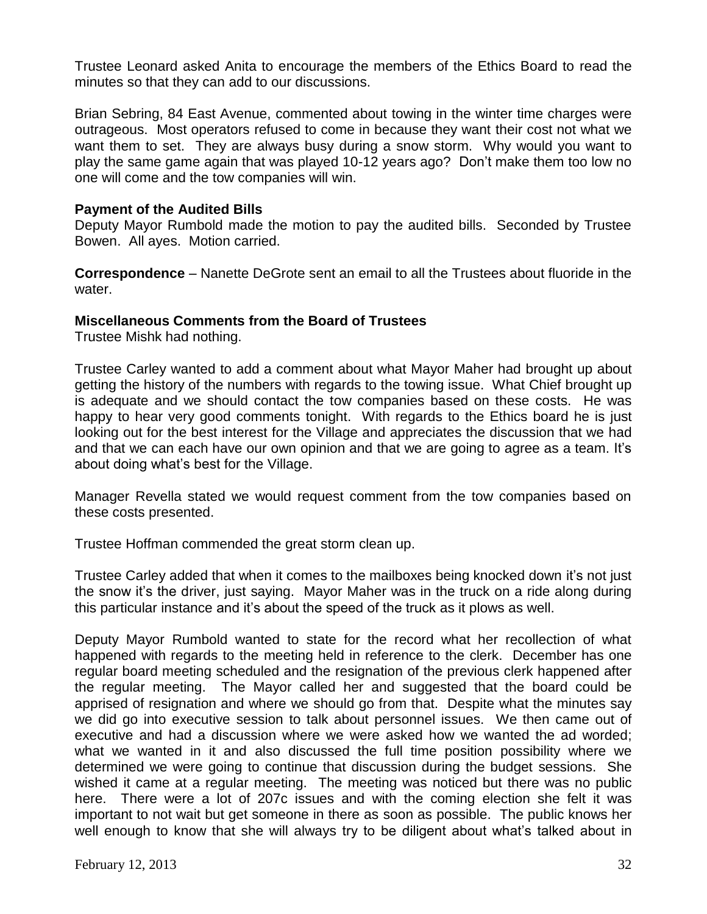Trustee Leonard asked Anita to encourage the members of the Ethics Board to read the minutes so that they can add to our discussions.

Brian Sebring, 84 East Avenue, commented about towing in the winter time charges were outrageous. Most operators refused to come in because they want their cost not what we want them to set. They are always busy during a snow storm. Why would you want to play the same game again that was played 10-12 years ago? Don't make them too low no one will come and the tow companies will win.

**Payment of the Audited Bills**

Deputy Mayor Rumbold made the motion to pay the audited bills. Seconded by Trustee Bowen. All ayes. Motion carried.

**Correspondence** – Nanette DeGrote sent an email to all the Trustees about fluoride in the water.

**Miscellaneous Comments from the Board of Trustees**

Trustee Mishk had nothing.

Trustee Carley wanted to add a comment about what Mayor Maher had brought up about getting the history of the numbers with regards to the towing issue. What Chief brought up is adequate and we should contact the tow companies based on these costs. He was happy to hear very good comments tonight. With regards to the Ethics board he is just looking out for the best interest for the Village and appreciates the discussion that we had and that we can each have our own opinion and that we are going to agree as a team. It's about doing what's best for the Village.

Manager Revella stated we would request comment from the tow companies based on these costs presented.

Trustee Hoffman commended the great storm clean up.

Trustee Carley added that when it comes to the mailboxes being knocked down it's not just the snow it's the driver, just saying. Mayor Maher was in the truck on a ride along during this particular instance and it's about the speed of the truck as it plows as well.

Deputy Mayor Rumbold wanted to state for the record what her recollection of what happened with regards to the meeting held in reference to the clerk. December has one regular board meeting scheduled and the resignation of the previous clerk happened after the regular meeting. The Mayor called her and suggested that the board could be apprised of resignation and where we should go from that. Despite what the minutes say we did go into executive session to talk about personnel issues. We then came out of executive and had a discussion where we were asked how we wanted the ad worded; what we wanted in it and also discussed the full time position possibility where we determined we were going to continue that discussion during the budget sessions. She wished it came at a regular meeting. The meeting was noticed but there was no public here. There were a lot of 207c issues and with the coming election she felt it was important to not wait but get someone in there as soon as possible. The public knows her well enough to know that she will always try to be diligent about what's talked about in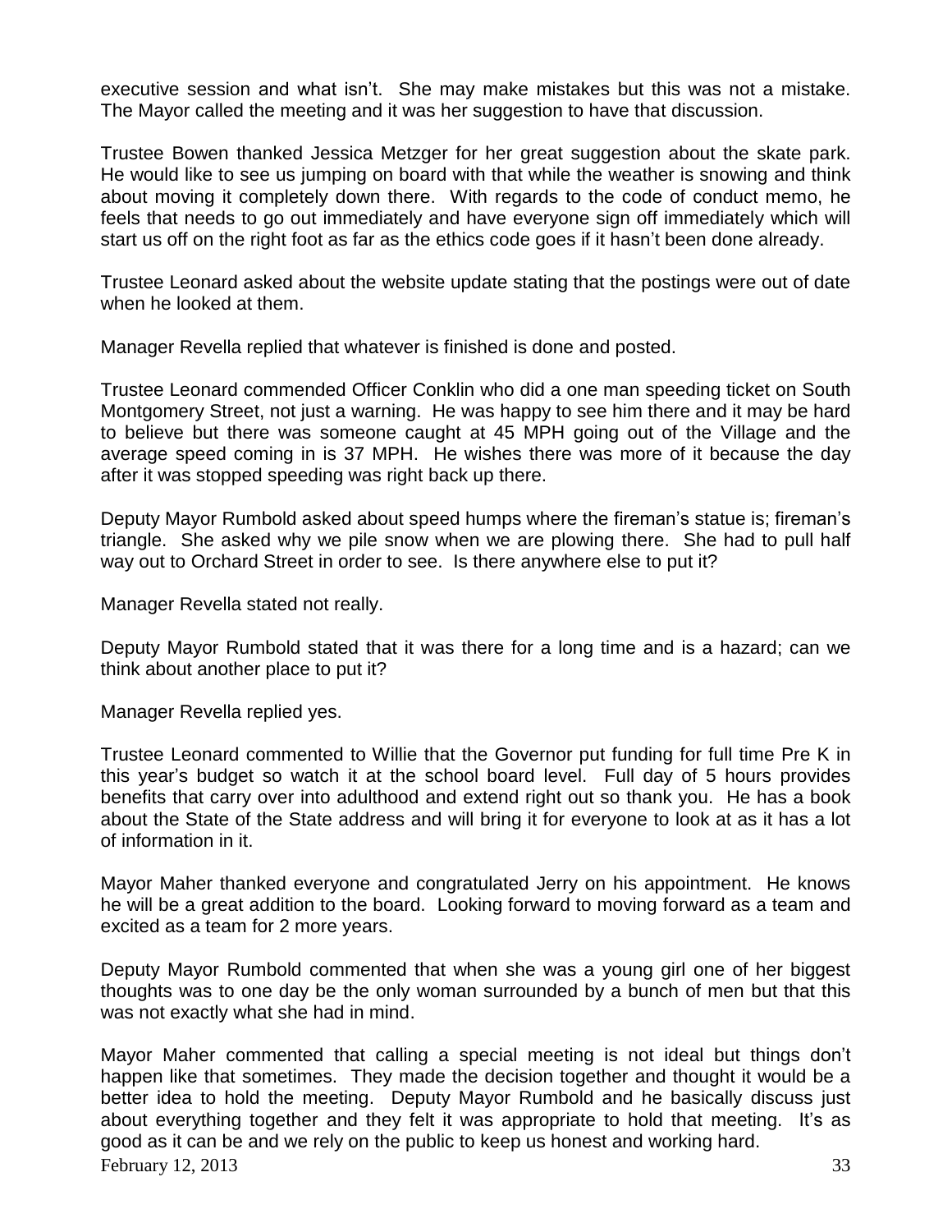executive session and what isn't. She may make mistakes but this was not a mistake. The Mayor called the meeting and it was her suggestion to have that discussion.

Trustee Bowen thanked Jessica Metzger for her great suggestion about the skate park. He would like to see us jumping on board with that while the weather is snowing and think about moving it completely down there. With regards to the code of conduct memo, he feels that needs to go out immediately and have everyone sign off immediately which will start us off on the right foot as far as the ethics code goes if it hasn't been done already.

Trustee Leonard asked about the website update stating that the postings were out of date when he looked at them.

Manager Revella replied that whatever is finished is done and posted.

Trustee Leonard commended Officer Conklin who did a one man speeding ticket on South Montgomery Street, not just a warning. He was happy to see him there and it may be hard to believe but there was someone caught at 45 MPH going out of the Village and the average speed coming in is 37 MPH. He wishes there was more of it because the day after it was stopped speeding was right back up there.

Deputy Mayor Rumbold asked about speed humps where the fireman's statue is; fireman's triangle. She asked why we pile snow when we are plowing there. She had to pull half way out to Orchard Street in order to see. Is there anywhere else to put it?

Manager Revella stated not really.

Deputy Mayor Rumbold stated that it was there for a long time and is a hazard; can we think about another place to put it?

Manager Revella replied yes.

Trustee Leonard commented to Willie that the Governor put funding for full time Pre K in this year's budget so watch it at the school board level. Full day of 5 hours provides benefits that carry over into adulthood and extend right out so thank you. He has a book about the State of the State address and will bring it for everyone to look at as it has a lot of information in it.

Mayor Maher thanked everyone and congratulated Jerry on his appointment. He knows he will be a great addition to the board. Looking forward to moving forward as a team and excited as a team for 2 more years.

Deputy Mayor Rumbold commented that when she was a young girl one of her biggest thoughts was to one day be the only woman surrounded by a bunch of men but that this was not exactly what she had in mind.

Mayor Maher commented that calling a special meeting is not ideal but things don't happen like that sometimes. They made the decision together and thought it would be a better idea to hold the meeting. Deputy Mayor Rumbold and he basically discuss just about everything together and they felt it was appropriate to hold that meeting. It's as good as it can be and we rely on the public to keep us honest and working hard.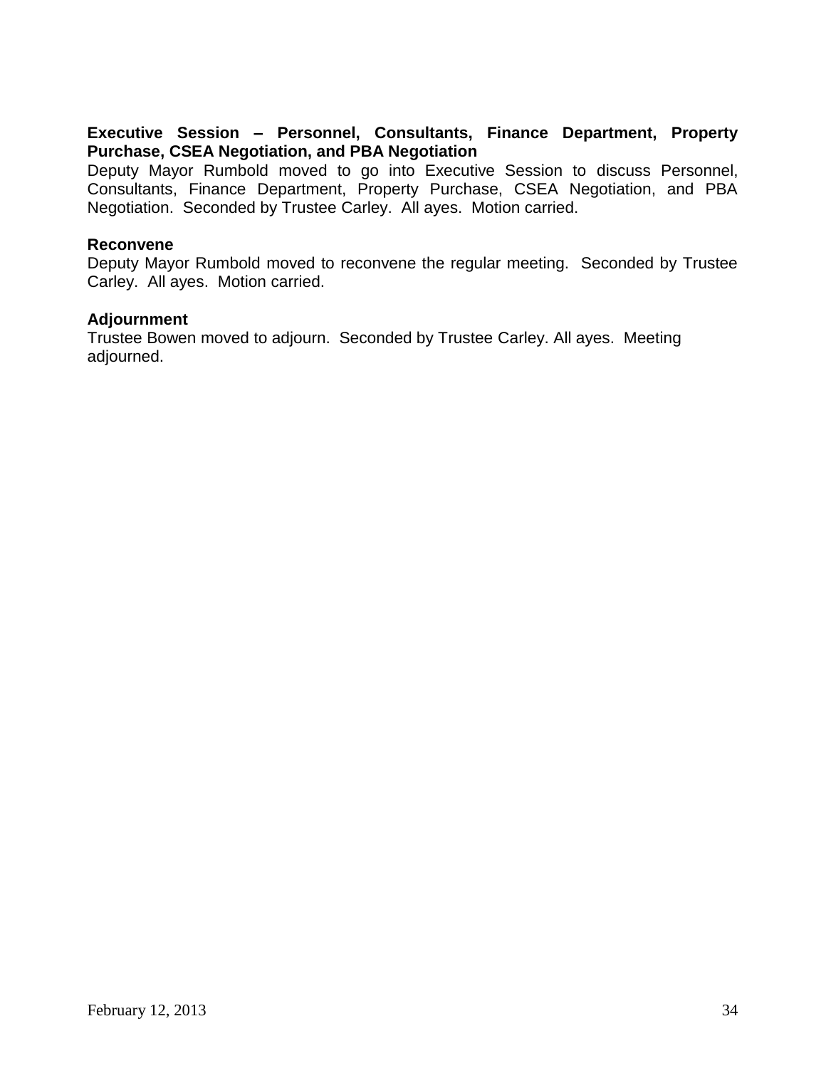**Executive Session – Personnel, Consultants, Finance Department, Property Purchase, CSEA Negotiation, and PBA Negotiation**

Deputy Mayor Rumbold moved to go into Executive Session to discuss Personnel, Consultants, Finance Department, Property Purchase, CSEA Negotiation, and PBA Negotiation. Seconded by Trustee Carley. All ayes. Motion carried.

**Reconvene**

Deputy Mayor Rumbold moved to reconvene the regular meeting. Seconded by Trustee Carley. All ayes. Motion carried.

**Adjournment**

Trustee Bowen moved to adjourn. Seconded by Trustee Carley. All ayes. Meeting adjourned.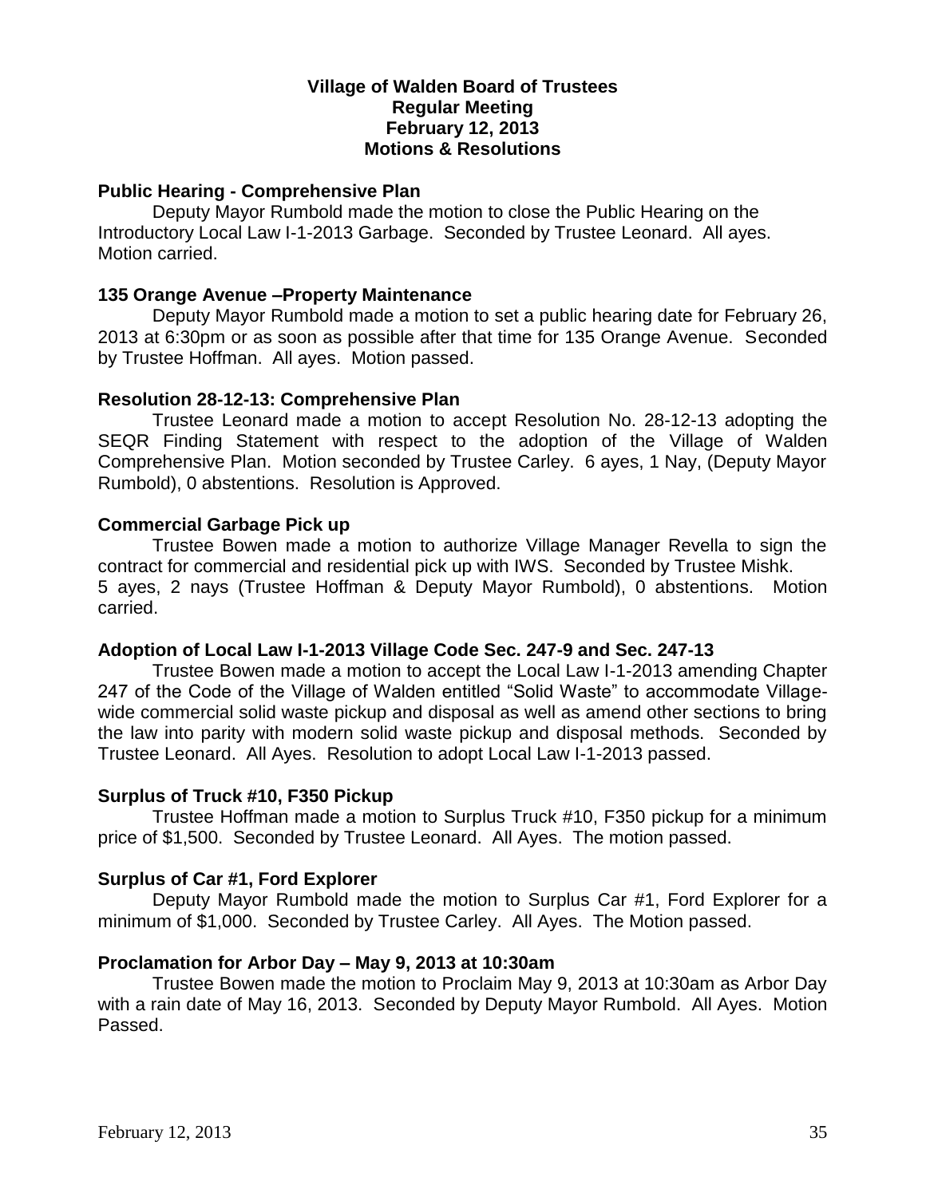**Village of Walden Board of Trustees**
**Regular Meeting**
**February 12, 2013**
**Motions & Resolutions**

**Public Hearing - Comprehensive Plan**

Deputy Mayor Rumbold made the motion to close the Public Hearing on the Introductory Local Law I-1-2013 Garbage. Seconded by Trustee Leonard. All ayes. Motion carried.

**135 Orange Avenue –Property Maintenance**

Deputy Mayor Rumbold made a motion to set a public hearing date for February 26, 2013 at 6:30pm or as soon as possible after that time for 135 Orange Avenue. Seconded by Trustee Hoffman. All ayes. Motion passed.

**Resolution 28-12-13: Comprehensive Plan**

Trustee Leonard made a motion to accept Resolution No. 28-12-13 adopting the SEQR Finding Statement with respect to the adoption of the Village of Walden Comprehensive Plan. Motion seconded by Trustee Carley. 6 ayes, 1 Nay, (Deputy Mayor Rumbold), 0 abstentions. Resolution is Approved.

**Commercial Garbage Pick up**

Trustee Bowen made a motion to authorize Village Manager Revella to sign the contract for commercial and residential pick up with IWS. Seconded by Trustee Mishk. 5 ayes, 2 nays (Trustee Hoffman & Deputy Mayor Rumbold), 0 abstentions. Motion carried.

**Adoption of Local Law I-1-2013 Village Code Sec. 247-9 and Sec. 247-13**

Trustee Bowen made a motion to accept the Local Law I-1-2013 amending Chapter 247 of the Code of the Village of Walden entitled "Solid Waste" to accommodate Village-wide commercial solid waste pickup and disposal as well as amend other sections to bring the law into parity with modern solid waste pickup and disposal methods. Seconded by Trustee Leonard. All Ayes. Resolution to adopt Local Law I-1-2013 passed.

**Surplus of Truck #10, F350 Pickup**

Trustee Hoffman made a motion to Surplus Truck #10, F350 pickup for a minimum price of $1,500. Seconded by Trustee Leonard. All Ayes. The motion passed.

**Surplus of Car #1, Ford Explorer**

Deputy Mayor Rumbold made the motion to Surplus Car #1, Ford Explorer for a minimum of $1,000. Seconded by Trustee Carley. All Ayes. The Motion passed.

**Proclamation for Arbor Day – May 9, 2013 at 10:30am**

Trustee Bowen made the motion to Proclaim May 9, 2013 at 10:30am as Arbor Day with a rain date of May 16, 2013. Seconded by Deputy Mayor Rumbold. All Ayes. Motion Passed.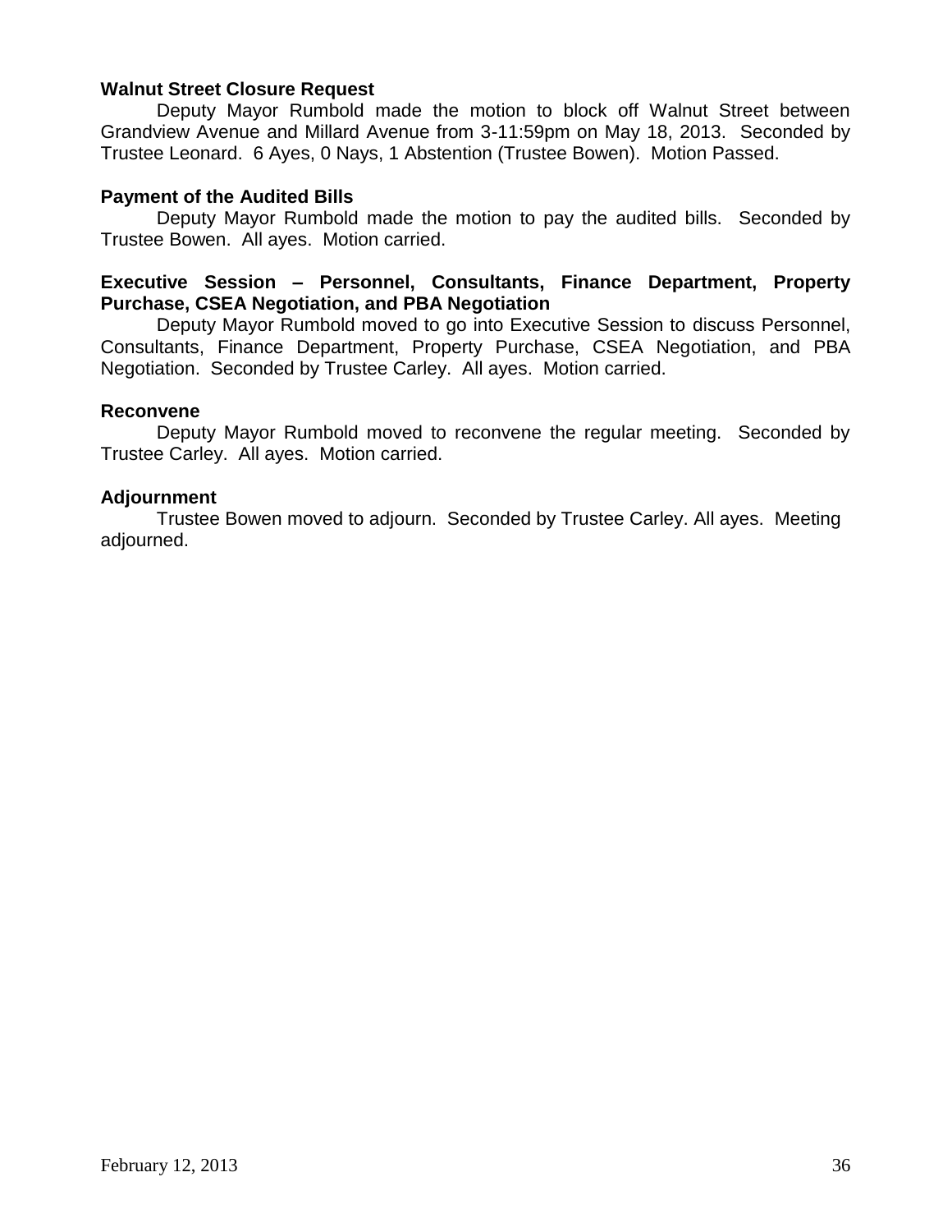**Walnut Street Closure Request**

Deputy Mayor Rumbold made the motion to block off Walnut Street between Grandview Avenue and Millard Avenue from 3-11:59pm on May 18, 2013. Seconded by Trustee Leonard. 6 Ayes, 0 Nays, 1 Abstention (Trustee Bowen). Motion Passed.

**Payment of the Audited Bills**

Deputy Mayor Rumbold made the motion to pay the audited bills. Seconded by Trustee Bowen. All ayes. Motion carried.

**Executive Session – Personnel, Consultants, Finance Department, Property Purchase, CSEA Negotiation, and PBA Negotiation**

Deputy Mayor Rumbold moved to go into Executive Session to discuss Personnel, Consultants, Finance Department, Property Purchase, CSEA Negotiation, and PBA Negotiation. Seconded by Trustee Carley. All ayes. Motion carried.

**Reconvene**

Deputy Mayor Rumbold moved to reconvene the regular meeting. Seconded by Trustee Carley. All ayes. Motion carried.

**Adjournment**

Trustee Bowen moved to adjourn. Seconded by Trustee Carley. All ayes. Meeting adjourned.